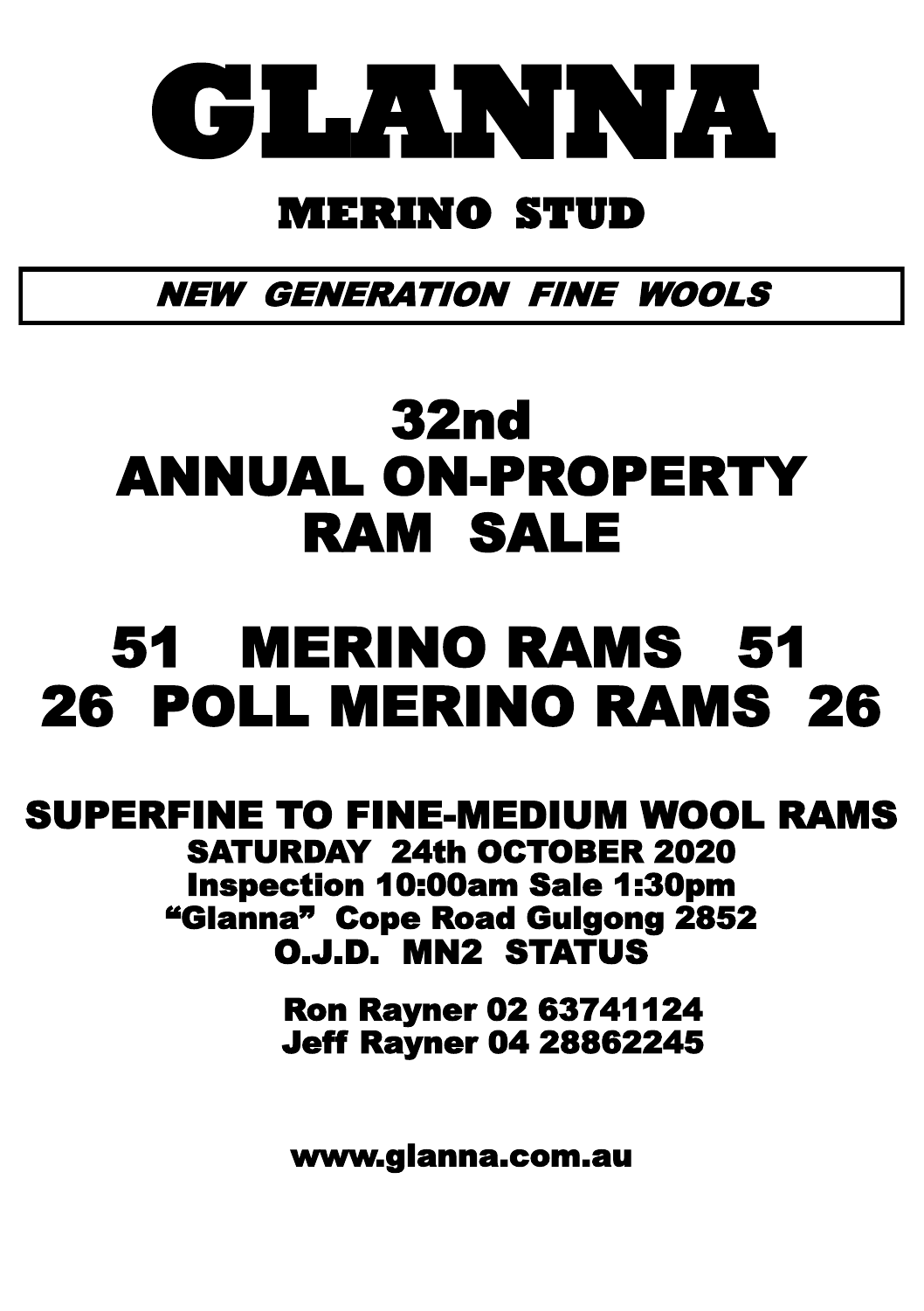# GLANNA

## MERINO STUD

***NEW GENERATION FINE WOOLS***

# 32nd ANNUAL ON-PROPERTY RAM SALE

# 51 MERINO RAMS 51
# 26 POLL MERINO RAMS 26

**SUPERFINE TO FINE-MEDIUM WOOL RAMS**

**SATURDAY 24th OCTOBER 2020**

**Inspection 10:00am Sale 1:30pm**

**"Glanna" Cope Road Gulgong 2852**

**O.J.D. MN2 STATUS**

**Ron Rayner 02 63741124**
**Jeff Rayner 04 28862245**

**www.glanna.com.au**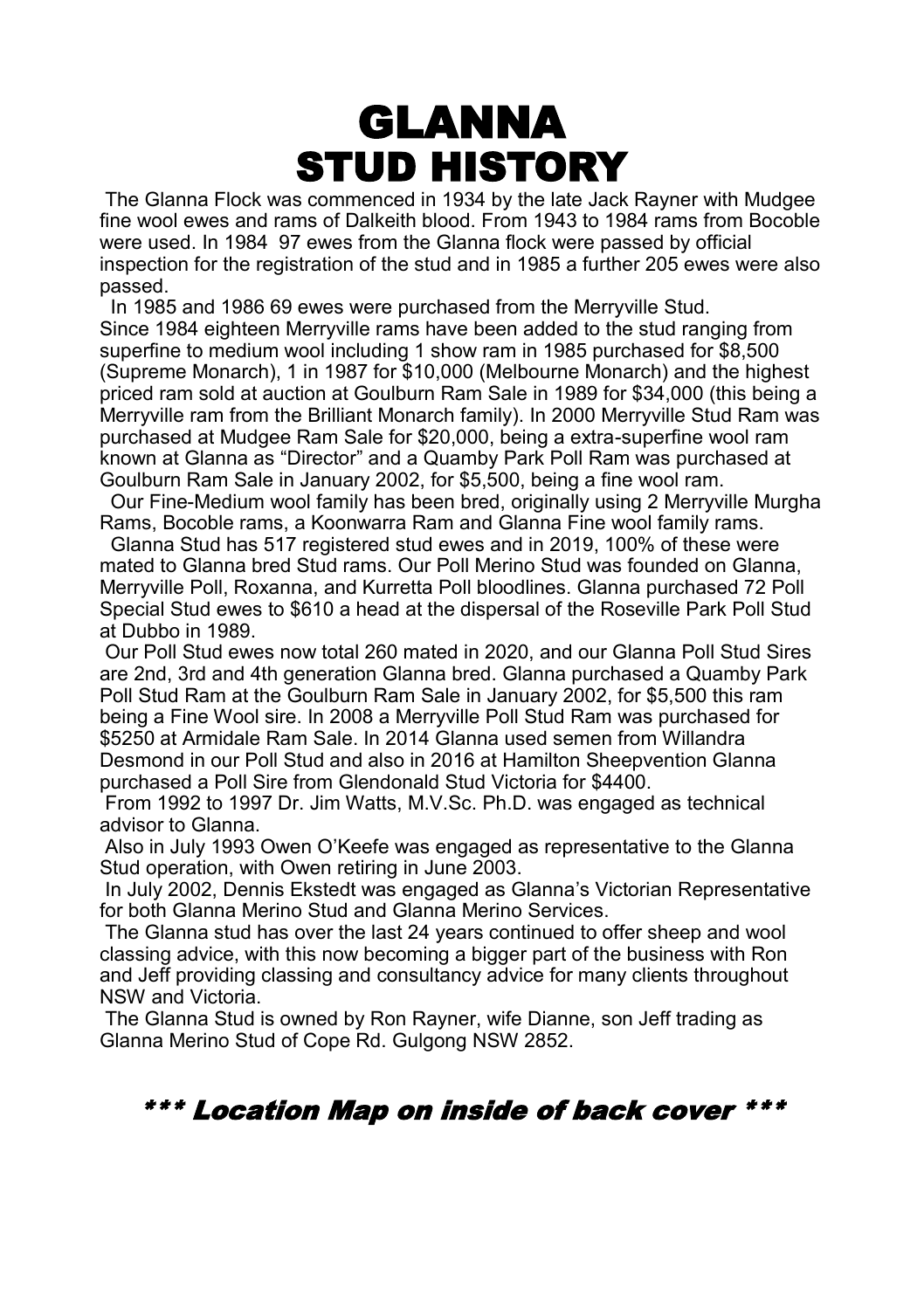# GLANNA STUD HISTORY

The Glanna Flock was commenced in 1934 by the late Jack Rayner with Mudgee fine wool ewes and rams of Dalkeith blood. From 1943 to 1984 rams from Bocoble were used. In 1984 97 ewes from the Glanna flock were passed by official inspection for the registration of the stud and in 1985 a further 205 ewes were also passed.

In 1985 and 1986 69 ewes were purchased from the Merryville Stud. Since 1984 eighteen Merryville rams have been added to the stud ranging from superfine to medium wool including 1 show ram in 1985 purchased for $8,500 (Supreme Monarch), 1 in 1987 for $10,000 (Melbourne Monarch) and the highest priced ram sold at auction at Goulburn Ram Sale in 1989 for $34,000 (this being a Merryville ram from the Brilliant Monarch family). In 2000 Merryville Stud Ram was purchased at Mudgee Ram Sale for $20,000, being a extra-superfine wool ram known at Glanna as "Director" and a Quamby Park Poll Ram was purchased at Goulburn Ram Sale in January 2002, for $5,500, being a fine wool ram.

Our Fine-Medium wool family has been bred, originally using 2 Merryville Murgha Rams, Bocoble rams, a Koonwarra Ram and Glanna Fine wool family rams.

Glanna Stud has 517 registered stud ewes and in 2019, 100% of these were mated to Glanna bred Stud rams. Our Poll Merino Stud was founded on Glanna, Merryville Poll, Roxanna, and Kurretta Poll bloodlines. Glanna purchased 72 Poll Special Stud ewes to $610 a head at the dispersal of the Roseville Park Poll Stud at Dubbo in 1989.

Our Poll Stud ewes now total 260 mated in 2020, and our Glanna Poll Stud Sires are 2nd, 3rd and 4th generation Glanna bred. Glanna purchased a Quamby Park Poll Stud Ram at the Goulburn Ram Sale in January 2002, for $5,500 this ram being a Fine Wool sire. In 2008 a Merryville Poll Stud Ram was purchased for $5250 at Armidale Ram Sale. In 2014 Glanna used semen from Willandra Desmond in our Poll Stud and also in 2016 at Hamilton Sheepvention Glanna purchased a Poll Sire from Glendonald Stud Victoria for $4400.

From 1992 to 1997 Dr. Jim Watts, M.V.Sc. Ph.D. was engaged as technical advisor to Glanna.

Also in July 1993 Owen O'Keefe was engaged as representative to the Glanna Stud operation, with Owen retiring in June 2003.

In July 2002, Dennis Ekstedt was engaged as Glanna's Victorian Representative for both Glanna Merino Stud and Glanna Merino Services.

The Glanna stud has over the last 24 years continued to offer sheep and wool classing advice, with this now becoming a bigger part of the business with Ron and Jeff providing classing and consultancy advice for many clients throughout NSW and Victoria.

The Glanna Stud is owned by Ron Rayner, wife Dianne, son Jeff trading as Glanna Merino Stud of Cope Rd. Gulgong NSW 2852.

***\*\*\* Location Map on inside of back cover \*\*\****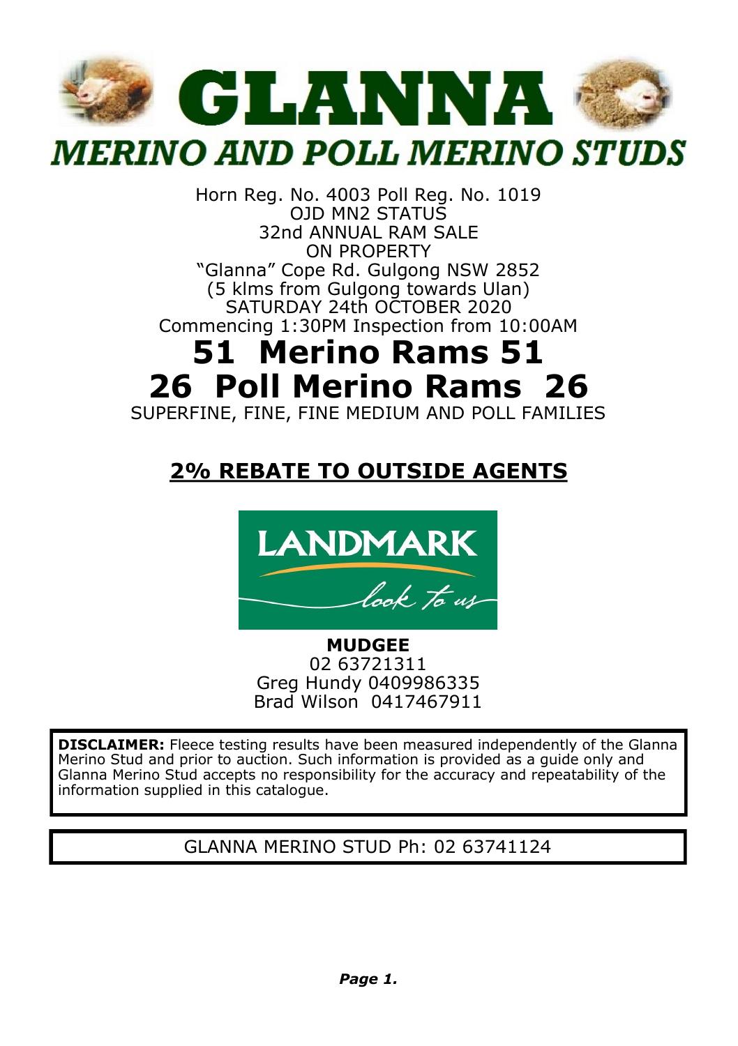# GLANNA

## MERINO AND POLL MERINO STUDS

Horn Reg. No. 4003 Poll Reg. No. 1019
OJD MN2 STATUS
32nd ANNUAL RAM SALE
ON PROPERTY
"Glanna" Cope Rd. Gulgong NSW 2852
(5 klms from Gulgong towards Ulan)
SATURDAY 24th OCTOBER 2020
Commencing 1:30PM Inspection from 10:00AM

# 51 Merino Rams 51

# 26 Poll Merino Rams 26

SUPERFINE, FINE, FINE MEDIUM AND POLL FAMILIES

## 2% REBATE TO OUTSIDE AGENTS

LANDMARK
*look to us*

**MUDGEE**
02 63721311
Greg Hundy 0409986335
Brad Wilson 0417467911

**DISCLAIMER:** Fleece testing results have been measured independently of the Glanna Merino Stud and prior to auction. Such information is provided as a guide only and Glanna Merino Stud accepts no responsibility for the accuracy and repeatability of the information supplied in this catalogue.

GLANNA MERINO STUD Ph: 02 63741124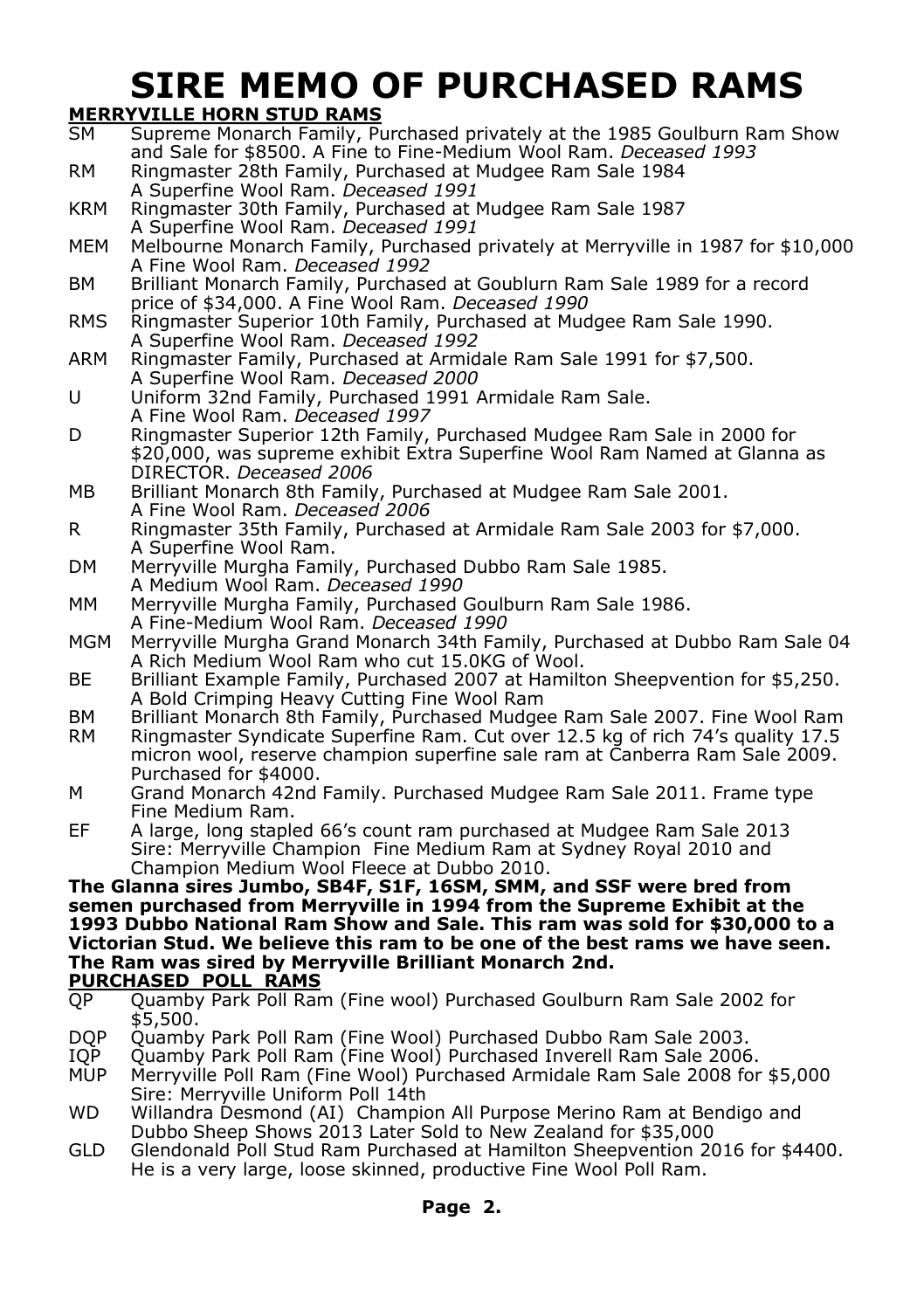# SIRE MEMO OF PURCHASED RAMS

**MERRYVILLE HORN STUD RAMS**

- SM Supreme Monarch Family, Purchased privately at the 1985 Goulburn Ram Show and Sale for $8500. A Fine to Fine-Medium Wool Ram. *Deceased 1993*
- RM Ringmaster 28th Family, Purchased at Mudgee Ram Sale 1984 A Superfine Wool Ram. *Deceased 1991*
- KRM Ringmaster 30th Family, Purchased at Mudgee Ram Sale 1987 A Superfine Wool Ram. *Deceased 1991*
- MEM Melbourne Monarch Family, Purchased privately at Merryville in 1987 for $10,000 A Fine Wool Ram. *Deceased 1992*
- BM Brilliant Monarch Family, Purchased at Goublurn Ram Sale 1989 for a record price of $34,000. A Fine Wool Ram. *Deceased 1990*
- RMS Ringmaster Superior 10th Family, Purchased at Mudgee Ram Sale 1990. A Superfine Wool Ram. *Deceased 1992*
- ARM Ringmaster Family, Purchased at Armidale Ram Sale 1991 for $7,500. A Superfine Wool Ram. *Deceased 2000*
- U Uniform 32nd Family, Purchased 1991 Armidale Ram Sale. A Fine Wool Ram. *Deceased 1997*
- D Ringmaster Superior 12th Family, Purchased Mudgee Ram Sale in 2000 for $20,000, was supreme exhibit Extra Superfine Wool Ram Named at Glanna as DIRECTOR. *Deceased 2006*
- MB Brilliant Monarch 8th Family, Purchased at Mudgee Ram Sale 2001. A Fine Wool Ram. *Deceased 2006*
- R Ringmaster 35th Family, Purchased at Armidale Ram Sale 2003 for $7,000. A Superfine Wool Ram.
- DM Merryville Murgha Family, Purchased Dubbo Ram Sale 1985. A Medium Wool Ram. *Deceased 1990*
- MM Merryville Murgha Family, Purchased Goulburn Ram Sale 1986. A Fine-Medium Wool Ram. *Deceased 1990*
- MGM Merryville Murgha Grand Monarch 34th Family, Purchased at Dubbo Ram Sale 04 A Rich Medium Wool Ram who cut 15.0KG of Wool.
- BE Brilliant Example Family, Purchased 2007 at Hamilton Sheepvention for $5,250. A Bold Crimping Heavy Cutting Fine Wool Ram
- BM Brilliant Monarch 8th Family, Purchased Mudgee Ram Sale 2007. Fine Wool Ram
- RM Ringmaster Syndicate Superfine Ram. Cut over 12.5 kg of rich 74's quality 17.5 micron wool, reserve champion superfine sale ram at Canberra Ram Sale 2009. Purchased for $4000.
- M Grand Monarch 42nd Family. Purchased Mudgee Ram Sale 2011. Frame type Fine Medium Ram.
- EF A large, long stapled 66's count ram purchased at Mudgee Ram Sale 2013 Sire: Merryville Champion Fine Medium Ram at Sydney Royal 2010 and Champion Medium Wool Fleece at Dubbo 2010.

**The Glanna sires Jumbo, SB4F, S1F, 16SM, SMM, and SSF were bred from semen purchased from Merryville in 1994 from the Supreme Exhibit at the 1993 Dubbo National Ram Show and Sale. This ram was sold for $30,000 to a Victorian Stud. We believe this ram to be one of the best rams we have seen. The Ram was sired by Merryville Brilliant Monarch 2nd.**

**PURCHASED POLL RAMS**

- QP Quamby Park Poll Ram (Fine wool) Purchased Goulburn Ram Sale 2002 for $5,500.
- DQP Quamby Park Poll Ram (Fine Wool) Purchased Dubbo Ram Sale 2003.
- IQP Quamby Park Poll Ram (Fine Wool) Purchased Inverell Ram Sale 2006.
- MUP Merryville Poll Ram (Fine Wool) Purchased Armidale Ram Sale 2008 for $5,000 Sire: Merryville Uniform Poll 14th
- WD Willandra Desmond (AI) Champion All Purpose Merino Ram at Bendigo and Dubbo Sheep Shows 2013 Later Sold to New Zealand for $35,000
- GLD Glendonald Poll Stud Ram Purchased at Hamilton Sheepvention 2016 for $4400. He is a very large, loose skinned, productive Fine Wool Poll Ram.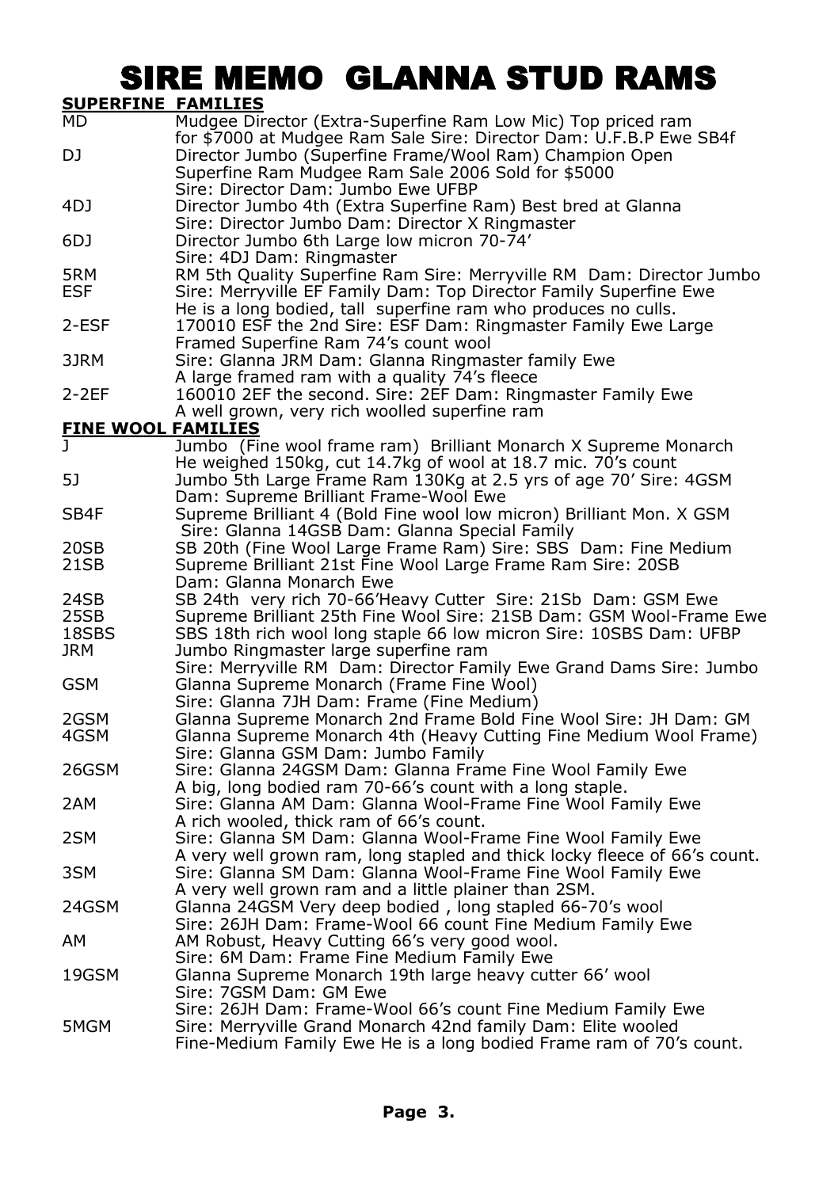# SIRE MEMO GLANNA STUD RAMS

## SUPERFINE FAMILIES

| | |
|---|---|
| MD | Mudgee Director (Extra-Superfine Ram Low Mic) Top priced ram for $7000 at Mudgee Ram Sale Sire: Director Dam: U.F.B.P Ewe SB4f |
| DJ | Director Jumbo (Superfine Frame/Wool Ram) Champion Open Superfine Ram Mudgee Ram Sale 2006 Sold for $5000 Sire: Director Dam: Jumbo Ewe UFBP |
| 4DJ | Director Jumbo 4th (Extra Superfine Ram) Best bred at Glanna Sire: Director Jumbo Dam: Director X Ringmaster |
| 6DJ | Director Jumbo 6th Large low micron 70-74' Sire: 4DJ Dam: Ringmaster |
| 5RM | RM 5th Quality Superfine Ram Sire: Merryville RM Dam: Director Jumbo |
| ESF | Sire: Merryville EF Family Dam: Top Director Family Superfine Ewe He is a long bodied, tall superfine ram who produces no culls. |
| 2-ESF | 170010 ESF the 2nd Sire: ESF Dam: Ringmaster Family Ewe Large Framed Superfine Ram 74's count wool |
| 3JRM | Sire: Glanna JRM Dam: Glanna Ringmaster family Ewe A large framed ram with a quality 74's fleece |
| 2-2EF | 160010 2EF the second. Sire: 2EF Dam: Ringmaster Family Ewe A well grown, very rich woolled superfine ram |

## FINE WOOL FAMILIES

| | |
|---|---|
| J | Jumbo (Fine wool frame ram) Brilliant Monarch X Supreme Monarch He weighed 150kg, cut 14.7kg of wool at 18.7 mic. 70's count |
| 5J | Jumbo 5th Large Frame Ram 130Kg at 2.5 yrs of age 70' Sire: 4GSM Dam: Supreme Brilliant Frame-Wool Ewe |
| SB4F | Supreme Brilliant 4 (Bold Fine wool low micron) Brilliant Mon. X GSM Sire: Glanna 14GSB Dam: Glanna Special Family |
| 20SB | SB 20th (Fine Wool Large Frame Ram) Sire: SBS Dam: Fine Medium |
| 21SB | Supreme Brilliant 21st Fine Wool Large Frame Ram Sire: 20SB Dam: Glanna Monarch Ewe |
| 24SB | SB 24th very rich 70-66'Heavy Cutter Sire: 21Sb Dam: GSM Ewe |
| 25SB | Supreme Brilliant 25th Fine Wool Sire: 21SB Dam: GSM Wool-Frame Ewe |
| 18SBS | SBS 18th rich wool long staple 66 low micron Sire: 10SBS Dam: UFBP |
| JRM | Jumbo Ringmaster large superfine ram Sire: Merryville RM Dam: Director Family Ewe Grand Dams Sire: Jumbo |
| GSM | Glanna Supreme Monarch (Frame Fine Wool) Sire: Glanna 7JH Dam: Frame (Fine Medium) |
| 2GSM | Glanna Supreme Monarch 2nd Frame Bold Fine Wool Sire: JH Dam: GM |
| 4GSM | Glanna Supreme Monarch 4th (Heavy Cutting Fine Medium Wool Frame) Sire: Glanna GSM Dam: Jumbo Family |
| 26GSM | Sire: Glanna 24GSM Dam: Glanna Frame Fine Wool Family Ewe A big, long bodied ram 70-66's count with a long staple. |
| 2AM | Sire: Glanna AM Dam: Glanna Wool-Frame Fine Wool Family Ewe A rich wooled, thick ram of 66's count. |
| 2SM | Sire: Glanna SM Dam: Glanna Wool-Frame Fine Wool Family Ewe A very well grown ram, long stapled and thick locky fleece of 66's count. |
| 3SM | Sire: Glanna SM Dam: Glanna Wool-Frame Fine Wool Family Ewe A very well grown ram and a little plainer than 2SM. |
| 24GSM | Glanna 24GSM Very deep bodied , long stapled 66-70's wool Sire: 26JH Dam: Frame-Wool 66 count Fine Medium Family Ewe |
| AM | AM Robust, Heavy Cutting 66's very good wool. Sire: 6M Dam: Frame Fine Medium Family Ewe |
| 19GSM | Glanna Supreme Monarch 19th large heavy cutter 66' wool Sire: 7GSM Dam: GM Ewe Sire: 26JH Dam: Frame-Wool 66's count Fine Medium Family Ewe |
| 5MGM | Sire: Merryville Grand Monarch 42nd family Dam: Elite wooled Fine-Medium Family Ewe He is a long bodied Frame ram of 70's count. |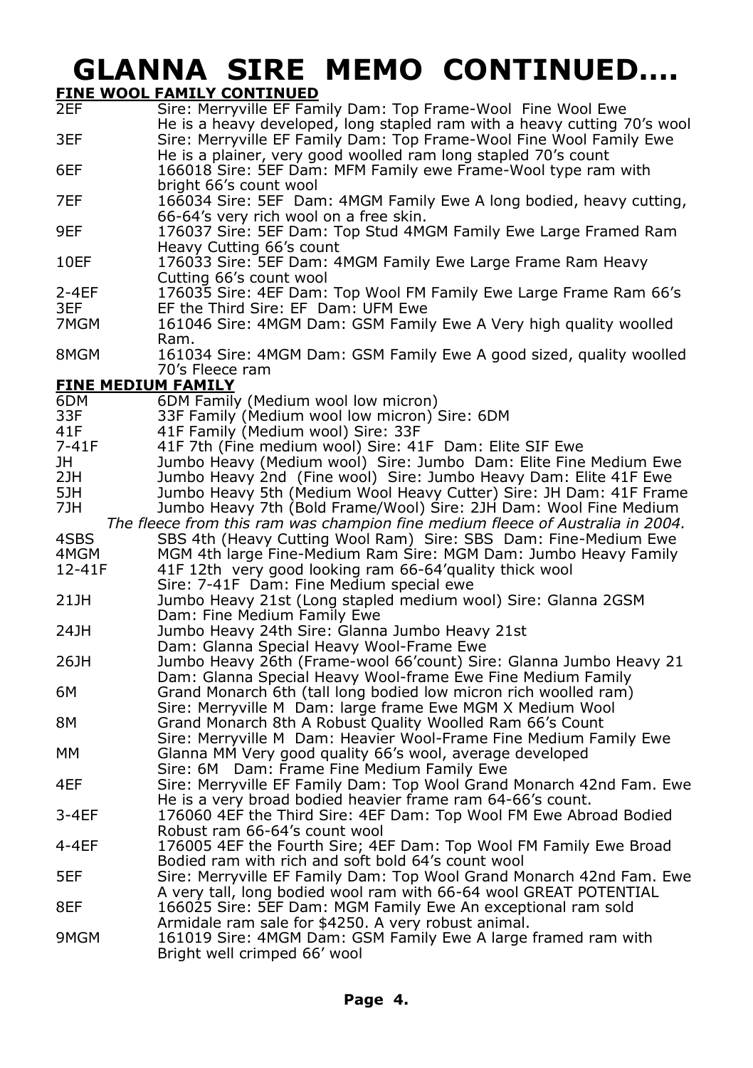# GLANNA SIRE MEMO CONTINUED....

**FINE WOOL FAMILY CONTINUED**

| | |
|---|---|
| 2EF | Sire: Merryville EF Family Dam: Top Frame-Wool Fine Wool Ewe He is a heavy developed, long stapled ram with a heavy cutting 70's wool |
| 3EF | Sire: Merryville EF Family Dam: Top Frame-Wool Fine Wool Family Ewe He is a plainer, very good woolled ram long stapled 70's count |
| 6EF | 166018 Sire: 5EF Dam: MFM Family ewe Frame-Wool type ram with bright 66's count wool |
| 7EF | 166034 Sire: 5EF Dam: 4MGM Family Ewe A long bodied, heavy cutting, 66-64's very rich wool on a free skin. |
| 9EF | 176037 Sire: 5EF Dam: Top Stud 4MGM Family Ewe Large Framed Ram Heavy Cutting 66's count |
| 10EF | 176033 Sire: 5EF Dam: 4MGM Family Ewe Large Frame Ram Heavy Cutting 66's count wool |
| 2-4EF | 176035 Sire: 4EF Dam: Top Wool FM Family Ewe Large Frame Ram 66's |
| 3EF | EF the Third Sire: EF Dam: UFM Ewe |
| 7MGM | 161046 Sire: 4MGM Dam: GSM Family Ewe A Very high quality woolled Ram. |
| 8MGM | 161034 Sire: 4MGM Dam: GSM Family Ewe A good sized, quality woolled 70's Fleece ram |

**FINE MEDIUM FAMILY**

| | |
|---|---|
| 6DM | 6DM Family (Medium wool low micron) |
| 33F | 33F Family (Medium wool low micron) Sire: 6DM |
| 41F | 41F Family (Medium wool) Sire: 33F |
| 7-41F | 41F 7th (Fine medium wool) Sire: 41F Dam: Elite SIF Ewe |
| JH | Jumbo Heavy (Medium wool) Sire: Jumbo Dam: Elite Fine Medium Ewe |
| 2JH | Jumbo Heavy 2nd (Fine wool) Sire: Jumbo Heavy Dam: Elite 41F Ewe |
| 5JH | Jumbo Heavy 5th (Medium Wool Heavy Cutter) Sire: JH Dam: 41F Frame |
| 7JH | Jumbo Heavy 7th (Bold Frame/Wool) Sire: 2JH Dam: Wool Fine Medium *The fleece from this ram was champion fine medium fleece of Australia in 2004.* |
| 4SBS | SBS 4th (Heavy Cutting Wool Ram) Sire: SBS Dam: Fine-Medium Ewe |
| 4MGM | MGM 4th large Fine-Medium Ram Sire: MGM Dam: Jumbo Heavy Family |
| 12-41F | 41F 12th very good looking ram 66-64'quality thick wool Sire: 7-41F Dam: Fine Medium special ewe |
| 21JH | Jumbo Heavy 21st (Long stapled medium wool) Sire: Glanna 2GSM Dam: Fine Medium Family Ewe |
| 24JH | Jumbo Heavy 24th Sire: Glanna Jumbo Heavy 21st Dam: Glanna Special Heavy Wool-Frame Ewe |
| 26JH | Jumbo Heavy 26th (Frame-wool 66'count) Sire: Glanna Jumbo Heavy 21 Dam: Glanna Special Heavy Wool-frame Ewe Fine Medium Family |
| 6M | Grand Monarch 6th (tall long bodied low micron rich woolled ram) Sire: Merryville M Dam: large frame Ewe MGM X Medium Wool |
| 8M | Grand Monarch 8th A Robust Quality Woolled Ram 66's Count Sire: Merryville M Dam: Heavier Wool-Frame Fine Medium Family Ewe |
| MM | Glanna MM Very good quality 66's wool, average developed Sire: 6M Dam: Frame Fine Medium Family Ewe |
| 4EF | Sire: Merryville EF Family Dam: Top Wool Grand Monarch 42nd Fam. Ewe He is a very broad bodied heavier frame ram 64-66's count. |
| 3-4EF | 176060 4EF the Third Sire: 4EF Dam: Top Wool FM Ewe Abroad Bodied Robust ram 66-64's count wool |
| 4-4EF | 176005 4EF the Fourth Sire; 4EF Dam: Top Wool FM Family Ewe Broad Bodied ram with rich and soft bold 64's count wool |
| 5EF | Sire: Merryville EF Family Dam: Top Wool Grand Monarch 42nd Fam. Ewe A very tall, long bodied wool ram with 66-64 wool GREAT POTENTIAL |
| 8EF | 166025 Sire: 5EF Dam: MGM Family Ewe An exceptional ram sold Armidale ram sale for $4250. A very robust animal. |
| 9MGM | 161019 Sire: 4MGM Dam: GSM Family Ewe A large framed ram with Bright well crimped 66' wool |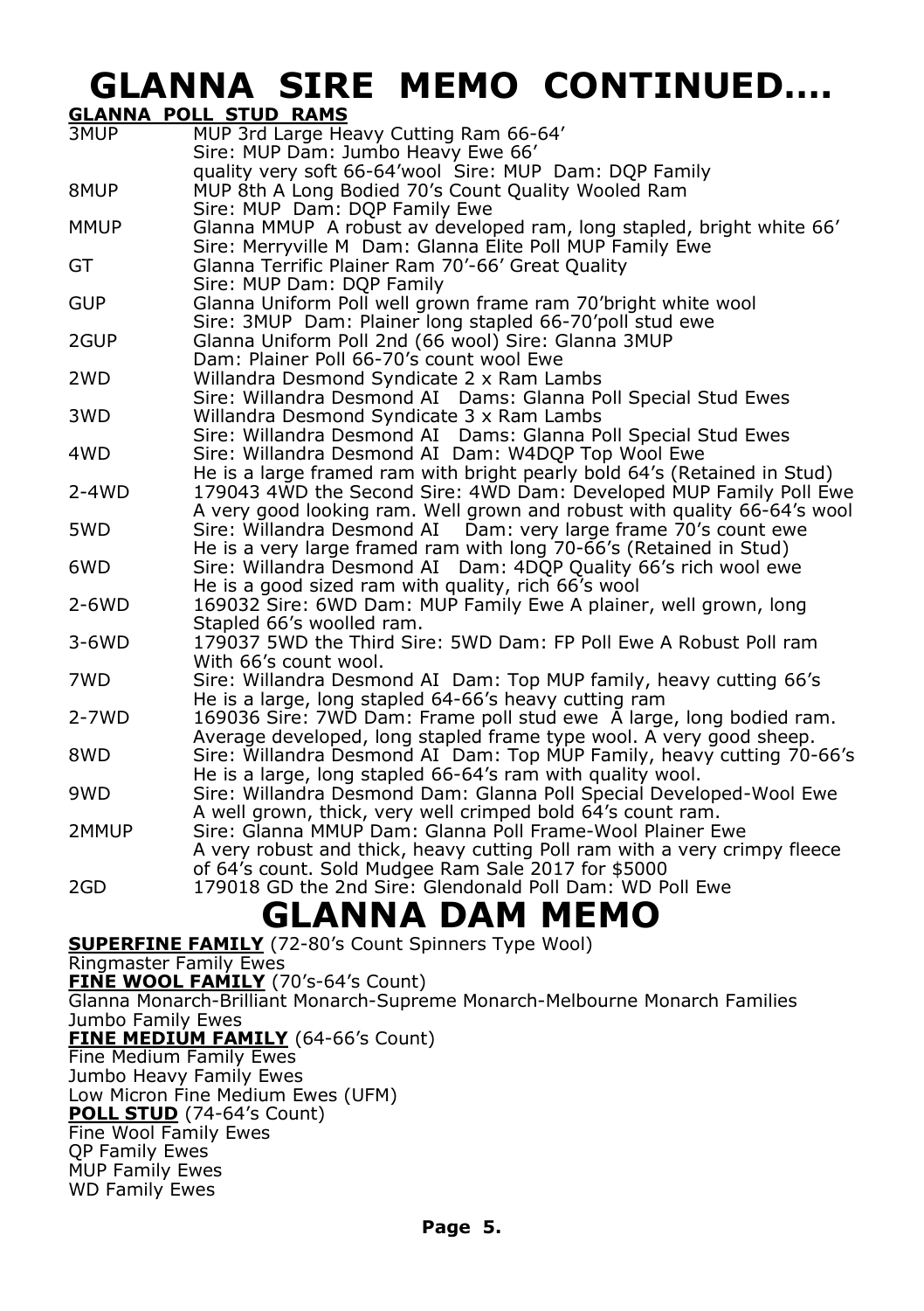# GLANNA SIRE MEMO CONTINUED….

**GLANNA POLL STUD RAMS**

| | |
|---|---|
| 3MUP | MUP 3rd Large Heavy Cutting Ram 66-64’<br>Sire: MUP Dam: Jumbo Heavy Ewe 66’<br>quality very soft 66-64’wool Sire: MUP Dam: DQP Family |
| 8MUP | MUP 8th A Long Bodied 70’s Count Quality Wooled Ram<br>Sire: MUP Dam: DQP Family Ewe |
| MMUP | Glanna MMUP A robust av developed ram, long stapled, bright white 66’<br>Sire: Merryville M Dam: Glanna Elite Poll MUP Family Ewe |
| GT | Glanna Terrific Plainer Ram 70’-66’ Great Quality<br>Sire: MUP Dam: DQP Family |
| GUP | Glanna Uniform Poll well grown frame ram 70’bright white wool<br>Sire: 3MUP Dam: Plainer long stapled 66-70’poll stud ewe |
| 2GUP | Glanna Uniform Poll 2nd (66 wool) Sire: Glanna 3MUP<br>Dam: Plainer Poll 66-70’s count wool Ewe |
| 2WD | Willandra Desmond Syndicate 2 x Ram Lambs<br>Sire: Willandra Desmond AI Dams: Glanna Poll Special Stud Ewes |
| 3WD | Willandra Desmond Syndicate 3 x Ram Lambs<br>Sire: Willandra Desmond AI Dams: Glanna Poll Special Stud Ewes |
| 4WD | Sire: Willandra Desmond AI Dam: W4DQP Top Wool Ewe<br>He is a large framed ram with bright pearly bold 64’s (Retained in Stud) |
| 2-4WD | 179043 4WD the Second Sire: 4WD Dam: Developed MUP Family Poll Ewe<br>A very good looking ram. Well grown and robust with quality 66-64’s wool |
| 5WD | Sire: Willandra Desmond AI Dam: very large frame 70’s count ewe<br>He is a very large framed ram with long 70-66’s (Retained in Stud) |
| 6WD | Sire: Willandra Desmond AI Dam: 4DQP Quality 66’s rich wool ewe<br>He is a good sized ram with quality, rich 66’s wool |
| 2-6WD | 169032 Sire: 6WD Dam: MUP Family Ewe A plainer, well grown, long<br>Stapled 66’s woolled ram. |
| 3-6WD | 179037 5WD the Third Sire: 5WD Dam: FP Poll Ewe A Robust Poll ram<br>With 66’s count wool. |
| 7WD | Sire: Willandra Desmond AI Dam: Top MUP family, heavy cutting 66’s<br>He is a large, long stapled 64-66’s heavy cutting ram |
| 2-7WD | 169036 Sire: 7WD Dam: Frame poll stud ewe A large, long bodied ram.<br>Average developed, long stapled frame type wool. A very good sheep. |
| 8WD | Sire: Willandra Desmond AI Dam: Top MUP Family, heavy cutting 70-66’s<br>He is a large, long stapled 66-64’s ram with quality wool. |
| 9WD | Sire: Willandra Desmond Dam: Glanna Poll Special Developed-Wool Ewe<br>A well grown, thick, very well crimped bold 64’s count ram. |
| 2MMUP | Sire: Glanna MMUP Dam: Glanna Poll Frame-Wool Plainer Ewe<br>A very robust and thick, heavy cutting Poll ram with a very crimpy fleece<br>of 64’s count. Sold Mudgee Ram Sale 2017 for $5000 |
| 2GD | 179018 GD the 2nd Sire: Glendonald Poll Dam: WD Poll Ewe |

# GLANNA DAM MEMO

**SUPERFINE FAMILY** (72-80’s Count Spinners Type Wool)
Ringmaster Family Ewes

**FINE WOOL FAMILY** (70’s-64’s Count)
Glanna Monarch-Brilliant Monarch-Supreme Monarch-Melbourne Monarch Families
Jumbo Family Ewes

**FINE MEDIUM FAMILY** (64-66’s Count)
Fine Medium Family Ewes
Jumbo Heavy Family Ewes
Low Micron Fine Medium Ewes (UFM)

**POLL STUD** (74-64’s Count)
Fine Wool Family Ewes
QP Family Ewes
MUP Family Ewes
WD Family Ewes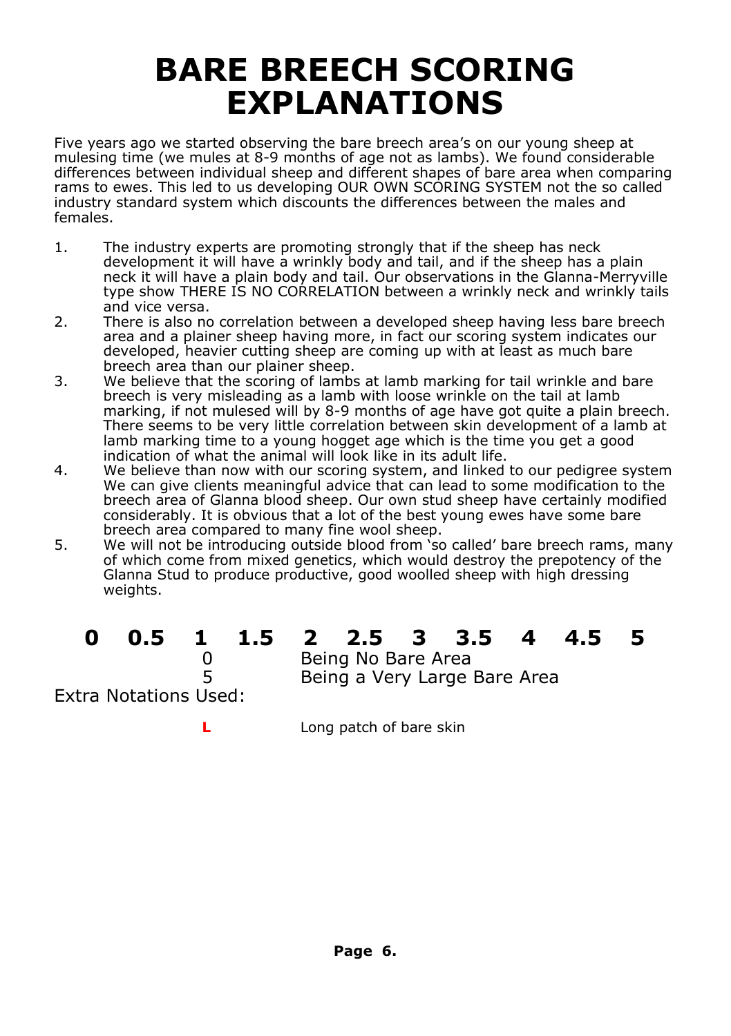# BARE BREECH SCORING EXPLANATIONS

Five years ago we started observing the bare breech area's on our young sheep at mulesing time (we mules at 8-9 months of age not as lambs). We found considerable differences between individual sheep and different shapes of bare area when comparing rams to ewes. This led to us developing OUR OWN SCORING SYSTEM not the so called industry standard system which discounts the differences between the males and females.

1. The industry experts are promoting strongly that if the sheep has neck development it will have a wrinkly body and tail, and if the sheep has a plain neck it will have a plain body and tail. Our observations in the Glanna-Merryville type show THERE IS NO CORRELATION between a wrinkly neck and wrinkly tails and vice versa.
2. There is also no correlation between a developed sheep having less bare breech area and a plainer sheep having more, in fact our scoring system indicates our developed, heavier cutting sheep are coming up with at least as much bare breech area than our plainer sheep.
3. We believe that the scoring of lambs at lamb marking for tail wrinkle and bare breech is very misleading as a lamb with loose wrinkle on the tail at lamb marking, if not mulesed will by 8-9 months of age have got quite a plain breech. There seems to be very little correlation between skin development of a lamb at lamb marking time to a young hogget age which is the time you get a good indication of what the animal will look like in its adult life.
4. We believe than now with our scoring system, and linked to our pedigree system We can give clients meaningful advice that can lead to some modification to the breech area of Glanna blood sheep. Our own stud sheep have certainly modified considerably. It is obvious that a lot of the best young ewes have some bare breech area compared to many fine wool sheep.
5. We will not be introducing outside blood from 'so called' bare breech rams, many of which come from mixed genetics, which would destroy the prepotency of the Glanna Stud to produce productive, good woolled sheep with high dressing weights.

**0 0.5 1 1.5 2 2.5 3 3.5 4 4.5 5**

0 Being No Bare Area

5 Being a Very Large Bare Area

Extra Notations Used:

**L** Long patch of bare skin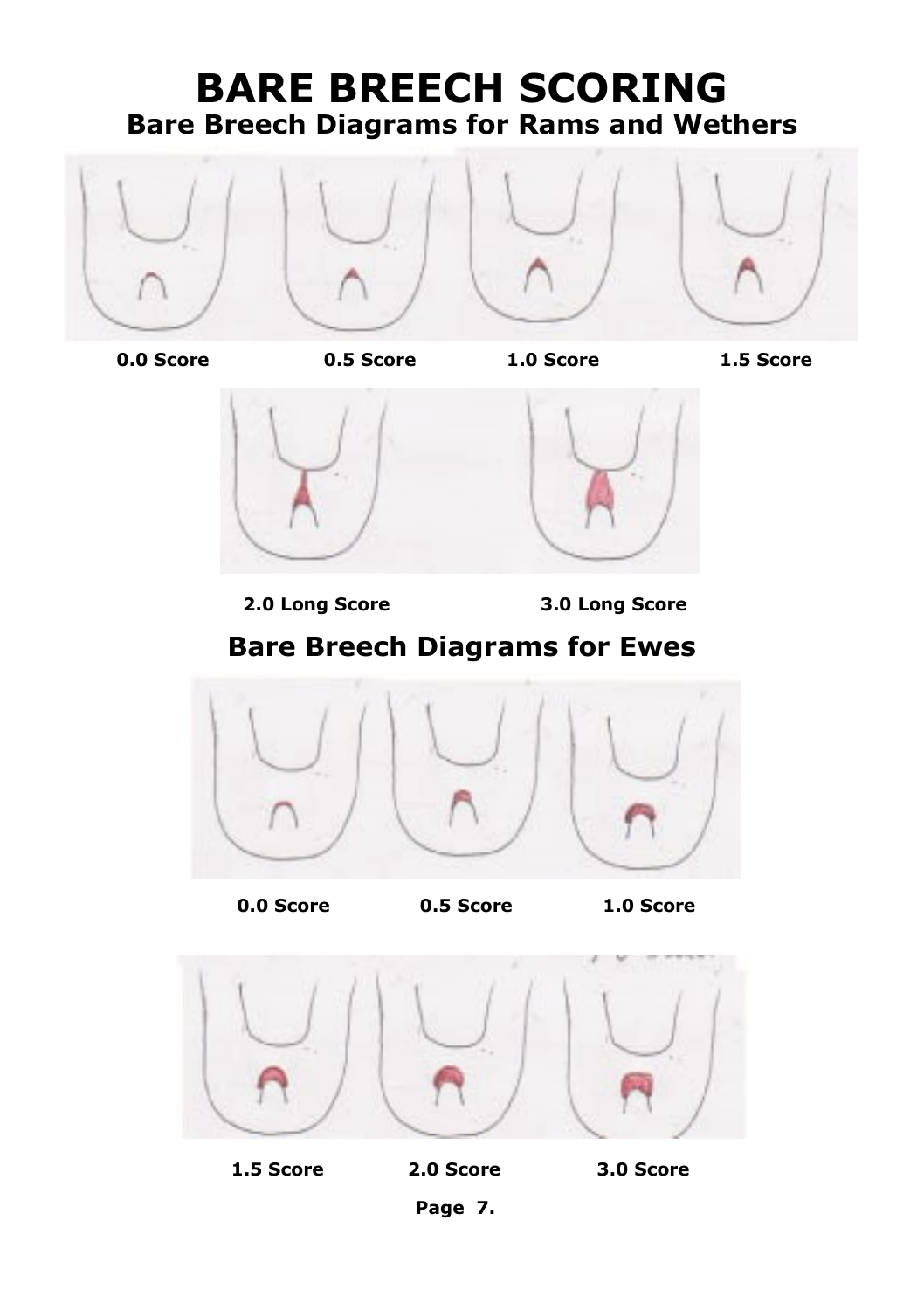# BARE BREECH SCORING

## Bare Breech Diagrams for Rams and Wethers

**0.0 Score** **0.5 Score** **1.0 Score** **1.5 Score**

**2.0 Long Score** **3.0 Long Score**

## Bare Breech Diagrams for Ewes

**0.0 Score** **0.5 Score** **1.0 Score**

**1.5 Score** **2.0 Score** **3.0 Score**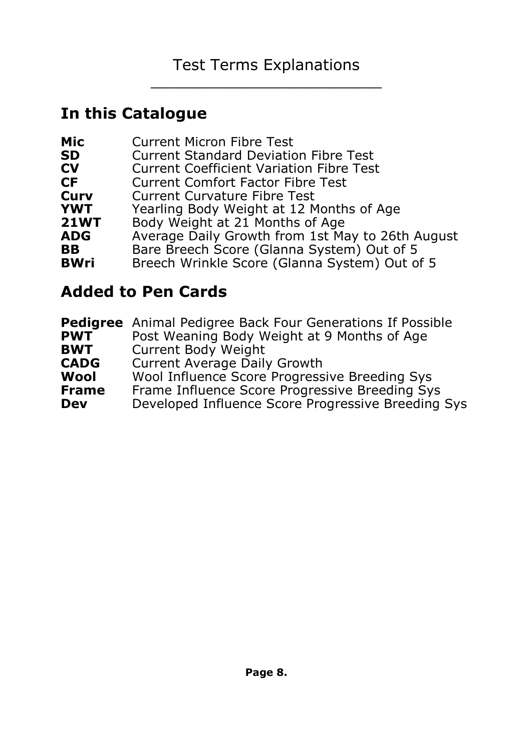# Test Terms Explanations

## In this Catalogue

| | |
|---|---|
| **Mic** | Current Micron Fibre Test |
| **SD** | Current Standard Deviation Fibre Test |
| **CV** | Current Coefficient Variation Fibre Test |
| **CF** | Current Comfort Factor Fibre Test |
| **Curv** | Current Curvature Fibre Test |
| **YWT** | Yearling Body Weight at 12 Months of Age |
| **21WT** | Body Weight at 21 Months of Age |
| **ADG** | Average Daily Growth from 1st May to 26th August |
| **BB** | Bare Breech Score (Glanna System) Out of 5 |
| **BWri** | Breech Wrinkle Score (Glanna System) Out of 5 |

## Added to Pen Cards

| | |
|---|---|
| **Pedigree** | Animal Pedigree Back Four Generations If Possible |
| **PWT** | Post Weaning Body Weight at 9 Months of Age |
| **BWT** | Current Body Weight |
| **CADG** | Current Average Daily Growth |
| **Wool** | Wool Influence Score Progressive Breeding Sys |
| **Frame** | Frame Influence Score Progressive Breeding Sys |
| **Dev** | Developed Influence Score Progressive Breeding Sys |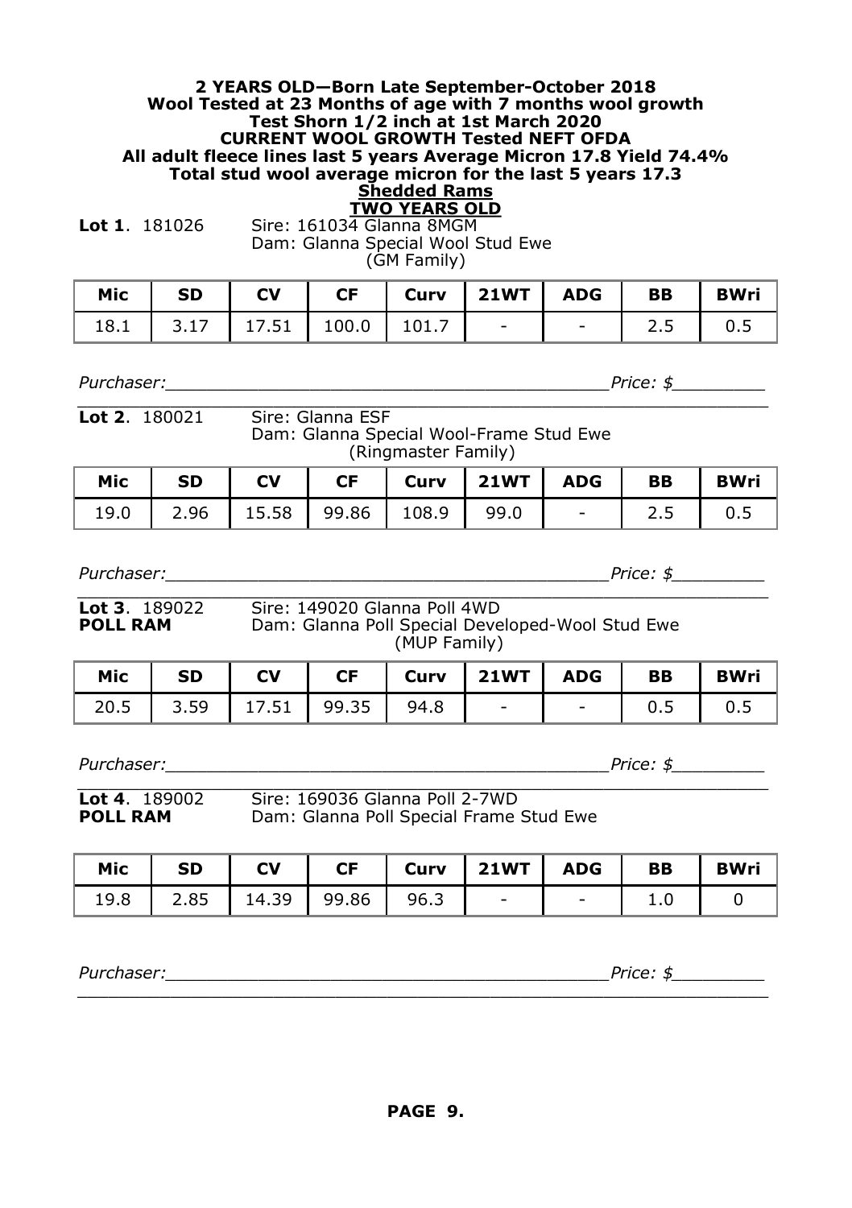**2 YEARS OLD—Born Late September-October 2018**
**Wool Tested at 23 Months of age with 7 months wool growth**
**Test Shorn 1/2 inch at 1st March 2020**
**CURRENT WOOL GROWTH Tested NEFT OFDA**
**All adult fleece lines last 5 years Average Micron 17.8 Yield 74.4%**
**Total stud wool average micron for the last 5 years 17.3**

## Shedded Rams

## TWO YEARS OLD

**Lot 1**. 181026 Sire: 161034 Glanna 8MGM
Dam: Glanna Special Wool Stud Ewe
(GM Family)

| Mic | SD | CV | CF | Curv | 21WT | ADG | BB | BWri |
|---|---|---|---|---|---|---|---|---|
| 18.1 | 3.17 | 17.51 | 100.0 | 101.7 | - | - | 2.5 | 0.5 |

*Purchaser:*_________________________________________*Price: $*________

**Lot 2**. 180021 Sire: Glanna ESF
Dam: Glanna Special Wool-Frame Stud Ewe
(Ringmaster Family)

| Mic | SD | CV | CF | Curv | 21WT | ADG | BB | BWri |
|---|---|---|---|---|---|---|---|---|
| 19.0 | 2.96 | 15.58 | 99.86 | 108.9 | 99.0 | - | 2.5 | 0.5 |

*Purchaser:*_________________________________________*Price: $*________

**Lot 3**. 189022 Sire: 149020 Glanna Poll 4WD
**POLL RAM** Dam: Glanna Poll Special Developed-Wool Stud Ewe
(MUP Family)

| Mic | SD | CV | CF | Curv | 21WT | ADG | BB | BWri |
|---|---|---|---|---|---|---|---|---|
| 20.5 | 3.59 | 17.51 | 99.35 | 94.8 | - | - | 0.5 | 0.5 |

*Purchaser:*_________________________________________*Price: $*________

**Lot 4**. 189002 Sire: 169036 Glanna Poll 2-7WD
**POLL RAM** Dam: Glanna Poll Special Frame Stud Ewe

| Mic | SD | CV | CF | Curv | 21WT | ADG | BB | BWri |
|---|---|---|---|---|---|---|---|---|
| 19.8 | 2.85 | 14.39 | 99.86 | 96.3 | - | - | 1.0 | 0 |

*Purchaser:*_________________________________________*Price: $*________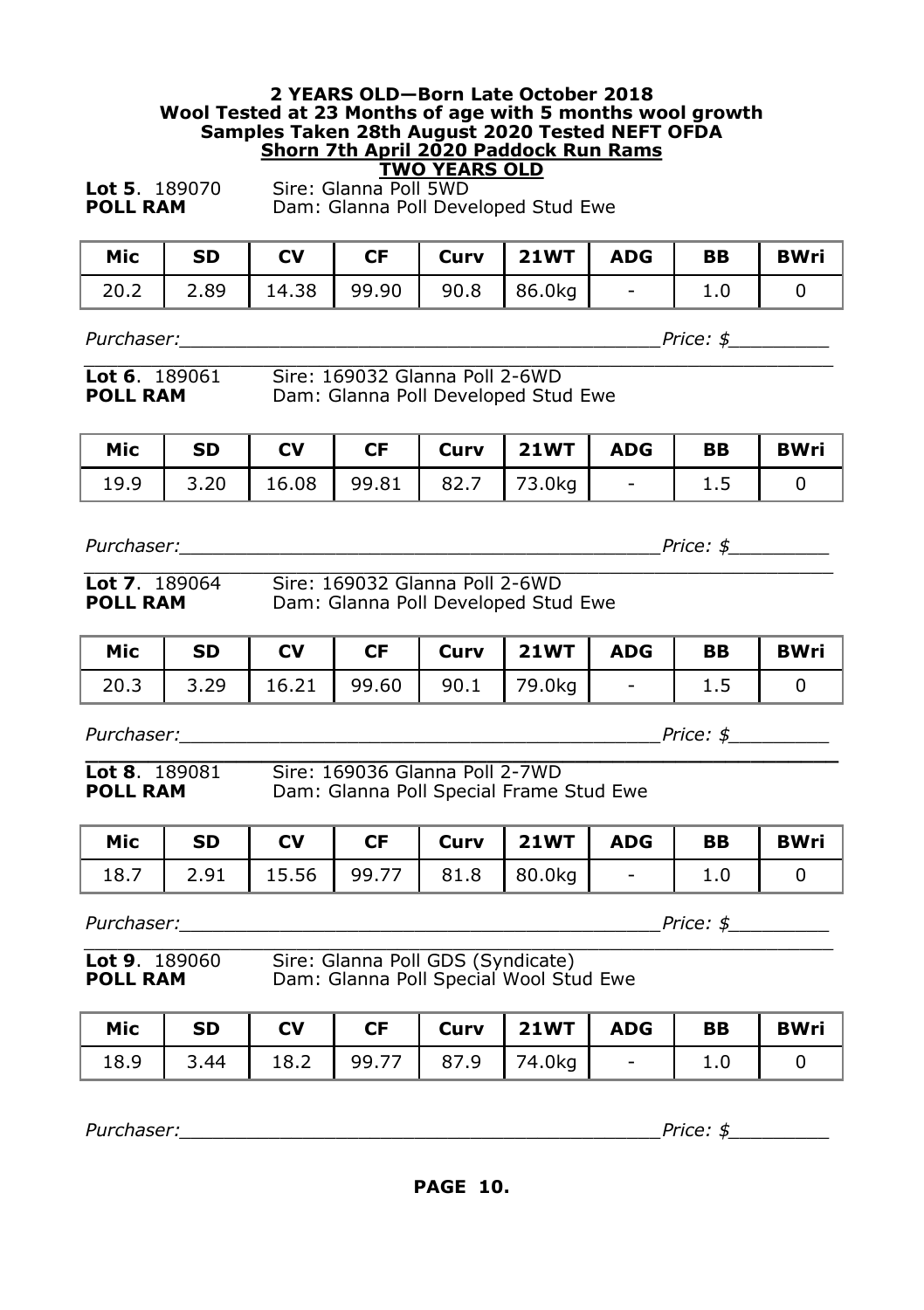**2 YEARS OLD—Born Late October 2018**
**Wool Tested at 23 Months of age with 5 months wool growth**
**Samples Taken 28th August 2020 Tested NEFT OFDA**
**Shorn 7th April 2020 Paddock Run Rams**
**TWO YEARS OLD**

**Lot 5**. 189070 Sire: Glanna Poll 5WD
**POLL RAM** Dam: Glanna Poll Developed Stud Ewe

| Mic | SD | CV | CF | Curv | 21WT | ADG | BB | BWri |
|---|---|---|---|---|---|---|---|---|
| 20.2 | 2.89 | 14.38 | 99.90 | 90.8 | 86.0kg | - | 1.0 | 0 |

*Purchaser:___________________________________________Price: $_________*

**Lot 6**. 189061 Sire: 169032 Glanna Poll 2-6WD
**POLL RAM** Dam: Glanna Poll Developed Stud Ewe

| Mic | SD | CV | CF | Curv | 21WT | ADG | BB | BWri |
|---|---|---|---|---|---|---|---|---|
| 19.9 | 3.20 | 16.08 | 99.81 | 82.7 | 73.0kg | - | 1.5 | 0 |

*Purchaser:___________________________________________Price: $_________*

**Lot 7**. 189064 Sire: 169032 Glanna Poll 2-6WD
**POLL RAM** Dam: Glanna Poll Developed Stud Ewe

| Mic | SD | CV | CF | Curv | 21WT | ADG | BB | BWri |
|---|---|---|---|---|---|---|---|---|
| 20.3 | 3.29 | 16.21 | 99.60 | 90.1 | 79.0kg | - | 1.5 | 0 |

*Purchaser:___________________________________________Price: $_________*

**Lot 8**. 189081 Sire: 169036 Glanna Poll 2-7WD
**POLL RAM** Dam: Glanna Poll Special Frame Stud Ewe

| Mic | SD | CV | CF | Curv | 21WT | ADG | BB | BWri |
|---|---|---|---|---|---|---|---|---|
| 18.7 | 2.91 | 15.56 | 99.77 | 81.8 | 80.0kg | - | 1.0 | 0 |

*Purchaser:___________________________________________Price: $_________*

**Lot 9**. 189060 Sire: Glanna Poll GDS (Syndicate)
**POLL RAM** Dam: Glanna Poll Special Wool Stud Ewe

| Mic | SD | CV | CF | Curv | 21WT | ADG | BB | BWri |
|---|---|---|---|---|---|---|---|---|
| 18.9 | 3.44 | 18.2 | 99.77 | 87.9 | 74.0kg | - | 1.0 | 0 |

*Purchaser:___________________________________________Price: $_________*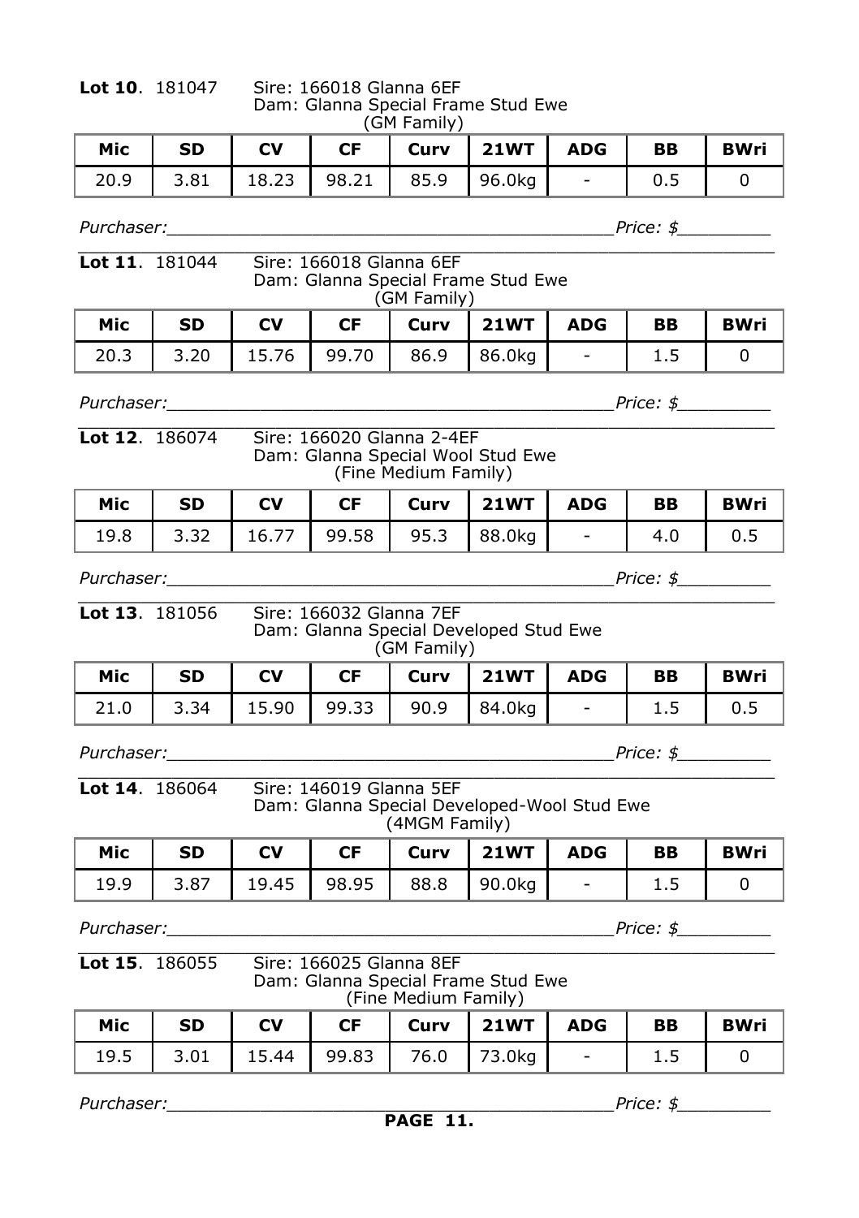**Lot 10**. 181047 Sire: 166018 Glanna 6EF
Dam: Glanna Special Frame Stud Ewe
(GM Family)

| Mic | SD | CV | CF | Curv | 21WT | ADG | BB | BWri |
|---|---|---|---|---|---|---|---|---|
| 20.9 | 3.81 | 18.23 | 98.21 | 85.9 | 96.0kg | - | 0.5 | 0 |

*Purchaser:_____________________________________________Price: $_________*

**Lot 11**. 181044 Sire: 166018 Glanna 6EF
Dam: Glanna Special Frame Stud Ewe
(GM Family)

| Mic | SD | CV | CF | Curv | 21WT | ADG | BB | BWri |
|---|---|---|---|---|---|---|---|---|
| 20.3 | 3.20 | 15.76 | 99.70 | 86.9 | 86.0kg | - | 1.5 | 0 |

*Purchaser:_____________________________________________Price: $_________*

**Lot 12**. 186074 Sire: 166020 Glanna 2-4EF
Dam: Glanna Special Wool Stud Ewe
(Fine Medium Family)

| Mic | SD | CV | CF | Curv | 21WT | ADG | BB | BWri |
|---|---|---|---|---|---|---|---|---|
| 19.8 | 3.32 | 16.77 | 99.58 | 95.3 | 88.0kg | - | 4.0 | 0.5 |

*Purchaser:_____________________________________________Price: $_________*

**Lot 13**. 181056 Sire: 166032 Glanna 7EF
Dam: Glanna Special Developed Stud Ewe
(GM Family)

| Mic | SD | CV | CF | Curv | 21WT | ADG | BB | BWri |
|---|---|---|---|---|---|---|---|---|
| 21.0 | 3.34 | 15.90 | 99.33 | 90.9 | 84.0kg | - | 1.5 | 0.5 |

*Purchaser:_____________________________________________Price: $_________*

**Lot 14**. 186064 Sire: 146019 Glanna 5EF
Dam: Glanna Special Developed-Wool Stud Ewe
(4MGM Family)

| Mic | SD | CV | CF | Curv | 21WT | ADG | BB | BWri |
|---|---|---|---|---|---|---|---|---|
| 19.9 | 3.87 | 19.45 | 98.95 | 88.8 | 90.0kg | - | 1.5 | 0 |

*Purchaser:_____________________________________________Price: $_________*

**Lot 15**. 186055 Sire: 166025 Glanna 8EF
Dam: Glanna Special Frame Stud Ewe
(Fine Medium Family)

| Mic | SD | CV | CF | Curv | 21WT | ADG | BB | BWri |
|---|---|---|---|---|---|---|---|---|
| 19.5 | 3.01 | 15.44 | 99.83 | 76.0 | 73.0kg | - | 1.5 | 0 |

*Purchaser:_____________________________________________Price: $_________*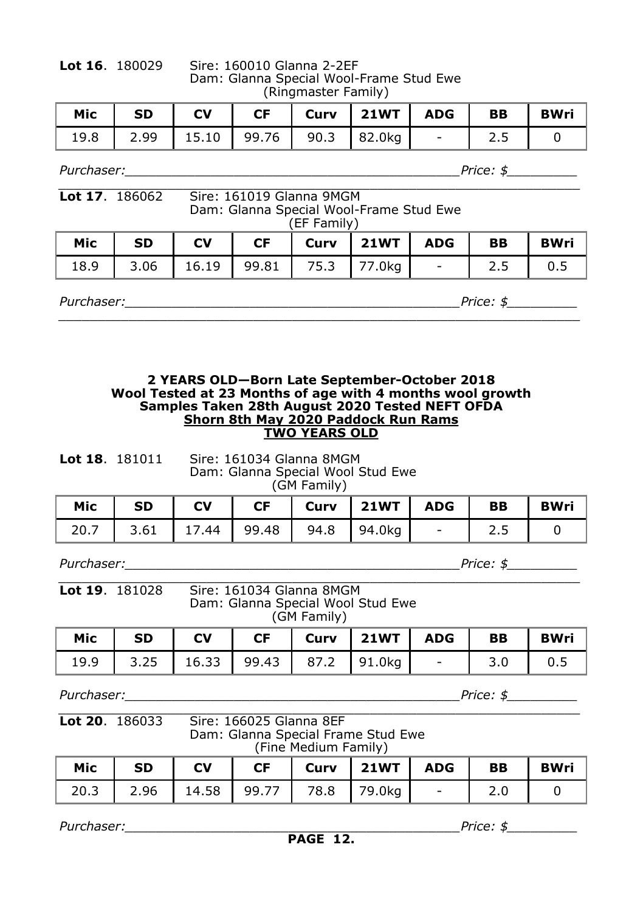**Lot 16**. 180029 Sire: 160010 Glanna 2-2EF
Dam: Glanna Special Wool-Frame Stud Ewe
(Ringmaster Family)

| Mic | SD | CV | CF | Curv | 21WT | ADG | BB | BWri |
|---|---|---|---|---|---|---|---|---|
| 19.8 | 2.99 | 15.10 | 99.76 | 90.3 | 82.0kg | - | 2.5 | 0 |

*Purchaser:___________________________________________Price: $_________*

**Lot 17**. 186062 Sire: 161019 Glanna 9MGM
Dam: Glanna Special Wool-Frame Stud Ewe
(EF Family)

| Mic | SD | CV | CF | Curv | 21WT | ADG | BB | BWri |
|---|---|---|---|---|---|---|---|---|
| 18.9 | 3.06 | 16.19 | 99.81 | 75.3 | 77.0kg | - | 2.5 | 0.5 |

*Purchaser:___________________________________________Price: $_________*

**2 YEARS OLD—Born Late September-October 2018**
**Wool Tested at 23 Months of age with 4 months wool growth**
**Samples Taken 28th August 2020 Tested NEFT OFDA**
**Shorn 8th May 2020 Paddock Run Rams**
**TWO YEARS OLD**

**Lot 18**. 181011 Sire: 161034 Glanna 8MGM
Dam: Glanna Special Wool Stud Ewe
(GM Family)

| Mic | SD | CV | CF | Curv | 21WT | ADG | BB | BWri |
|---|---|---|---|---|---|---|---|---|
| 20.7 | 3.61 | 17.44 | 99.48 | 94.8 | 94.0kg | - | 2.5 | 0 |

*Purchaser:___________________________________________Price: $_________*

**Lot 19**. 181028 Sire: 161034 Glanna 8MGM
Dam: Glanna Special Wool Stud Ewe
(GM Family)

| Mic | SD | CV | CF | Curv | 21WT | ADG | BB | BWri |
|---|---|---|---|---|---|---|---|---|
| 19.9 | 3.25 | 16.33 | 99.43 | 87.2 | 91.0kg | - | 3.0 | 0.5 |

*Purchaser:___________________________________________Price: $_________*

**Lot 20**. 186033 Sire: 166025 Glanna 8EF
Dam: Glanna Special Frame Stud Ewe
(Fine Medium Family)

| Mic | SD | CV | CF | Curv | 21WT | ADG | BB | BWri |
|---|---|---|---|---|---|---|---|---|
| 20.3 | 2.96 | 14.58 | 99.77 | 78.8 | 79.0kg | - | 2.0 | 0 |

*Purchaser:___________________________________________Price: $_________*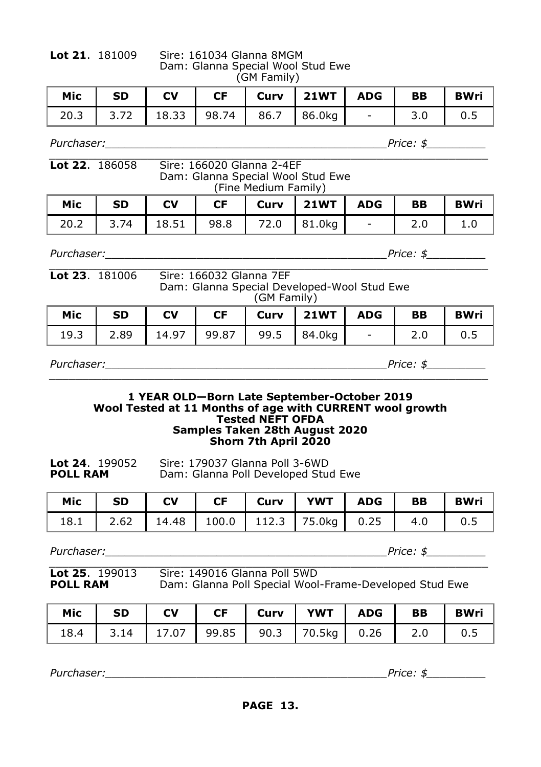**Lot 21**. 181009 Sire: 161034 Glanna 8MGM
Dam: Glanna Special Wool Stud Ewe
(GM Family)

| Mic | SD | CV | CF | Curv | 21WT | ADG | BB | BWri |
|---|---|---|---|---|---|---|---|---|
| 20.3 | 3.72 | 18.33 | 98.74 | 86.7 | 86.0kg | - | 3.0 | 0.5 |

*Purchaser:__________________________________________Price: $_________*

**Lot 22**. 186058 Sire: 166020 Glanna 2-4EF
Dam: Glanna Special Wool Stud Ewe
(Fine Medium Family)

| Mic | SD | CV | CF | Curv | 21WT | ADG | BB | BWri |
|---|---|---|---|---|---|---|---|---|
| 20.2 | 3.74 | 18.51 | 98.8 | 72.0 | 81.0kg | - | 2.0 | 1.0 |

*Purchaser:__________________________________________Price: $_________*

**Lot 23**. 181006 Sire: 166032 Glanna 7EF
Dam: Glanna Special Developed-Wool Stud Ewe
(GM Family)

| Mic | SD | CV | CF | Curv | 21WT | ADG | BB | BWri |
|---|---|---|---|---|---|---|---|---|
| 19.3 | 2.89 | 14.97 | 99.87 | 99.5 | 84.0kg | - | 2.0 | 0.5 |

*Purchaser:__________________________________________Price: $_________*

**1 YEAR OLD—Born Late September-October 2019**
**Wool Tested at 11 Months of age with CURRENT wool growth**
**Tested NEFT OFDA**
**Samples Taken 28th August 2020**
**Shorn 7th April 2020**

**Lot 24**. 199052 Sire: 179037 Glanna Poll 3-6WD
**POLL RAM** Dam: Glanna Poll Developed Stud Ewe

| Mic | SD | CV | CF | Curv | YWT | ADG | BB | BWri |
|---|---|---|---|---|---|---|---|---|
| 18.1 | 2.62 | 14.48 | 100.0 | 112.3 | 75.0kg | 0.25 | 4.0 | 0.5 |

*Purchaser:__________________________________________Price: $_________*

**Lot 25**. 199013 Sire: 149016 Glanna Poll 5WD
**POLL RAM** Dam: Glanna Poll Special Wool-Frame-Developed Stud Ewe

| Mic | SD | CV | CF | Curv | YWT | ADG | BB | BWri |
|---|---|---|---|---|---|---|---|---|
| 18.4 | 3.14 | 17.07 | 99.85 | 90.3 | 70.5kg | 0.26 | 2.0 | 0.5 |

*Purchaser:__________________________________________Price: $_________*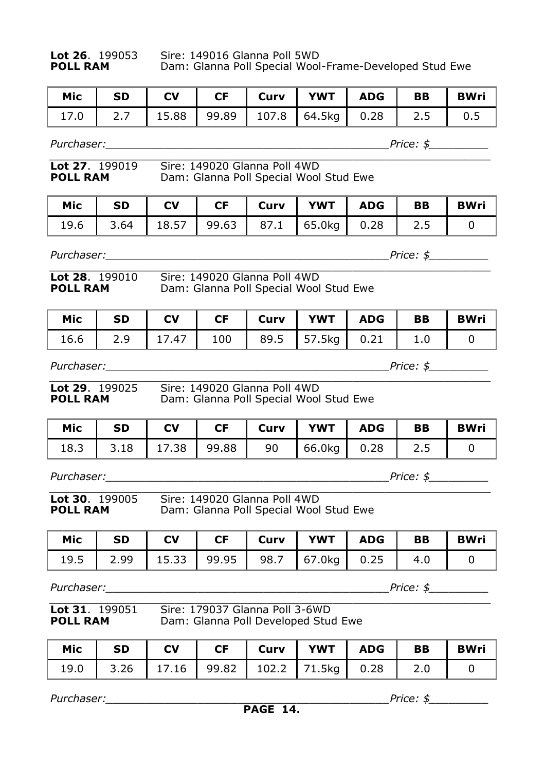**Lot 26**. 199053 Sire: 149016 Glanna Poll 5WD
**POLL RAM** Dam: Glanna Poll Special Wool-Frame-Developed Stud Ewe

| Mic | SD | CV | CF | Curv | YWT | ADG | BB | BWri |
|---|---|---|---|---|---|---|---|---|
| 17.0 | 2.7 | 15.88 | 99.89 | 107.8 | 64.5kg | 0.28 | 2.5 | 0.5 |

*Purchaser:___________________________________________Price: $_________*

**Lot 27**. 199019 Sire: 149020 Glanna Poll 4WD
**POLL RAM** Dam: Glanna Poll Special Wool Stud Ewe

| Mic | SD | CV | CF | Curv | YWT | ADG | BB | BWri |
|---|---|---|---|---|---|---|---|---|
| 19.6 | 3.64 | 18.57 | 99.63 | 87.1 | 65.0kg | 0.28 | 2.5 | 0 |

*Purchaser:___________________________________________Price: $_________*

**Lot 28**. 199010 Sire: 149020 Glanna Poll 4WD
**POLL RAM** Dam: Glanna Poll Special Wool Stud Ewe

| Mic | SD | CV | CF | Curv | YWT | ADG | BB | BWri |
|---|---|---|---|---|---|---|---|---|
| 16.6 | 2.9 | 17.47 | 100 | 89.5 | 57.5kg | 0.21 | 1.0 | 0 |

*Purchaser:___________________________________________Price: $_________*

**Lot 29**. 199025 Sire: 149020 Glanna Poll 4WD
**POLL RAM** Dam: Glanna Poll Special Wool Stud Ewe

| Mic | SD | CV | CF | Curv | YWT | ADG | BB | BWri |
|---|---|---|---|---|---|---|---|---|
| 18.3 | 3.18 | 17.38 | 99.88 | 90 | 66.0kg | 0.28 | 2.5 | 0 |

*Purchaser:___________________________________________Price: $_________*

**Lot 30**. 199005 Sire: 149020 Glanna Poll 4WD
**POLL RAM** Dam: Glanna Poll Special Wool Stud Ewe

| Mic | SD | CV | CF | Curv | YWT | ADG | BB | BWri |
|---|---|---|---|---|---|---|---|---|
| 19.5 | 2.99 | 15.33 | 99.95 | 98.7 | 67.0kg | 0.25 | 4.0 | 0 |

*Purchaser:___________________________________________Price: $_________*

**Lot 31**. 199051 Sire: 179037 Glanna Poll 3-6WD
**POLL RAM** Dam: Glanna Poll Developed Stud Ewe

| Mic | SD | CV | CF | Curv | YWT | ADG | BB | BWri |
|---|---|---|---|---|---|---|---|---|
| 19.0 | 3.26 | 17.16 | 99.82 | 102.2 | 71.5kg | 0.28 | 2.0 | 0 |

*Purchaser:___________________________________________Price: $_________*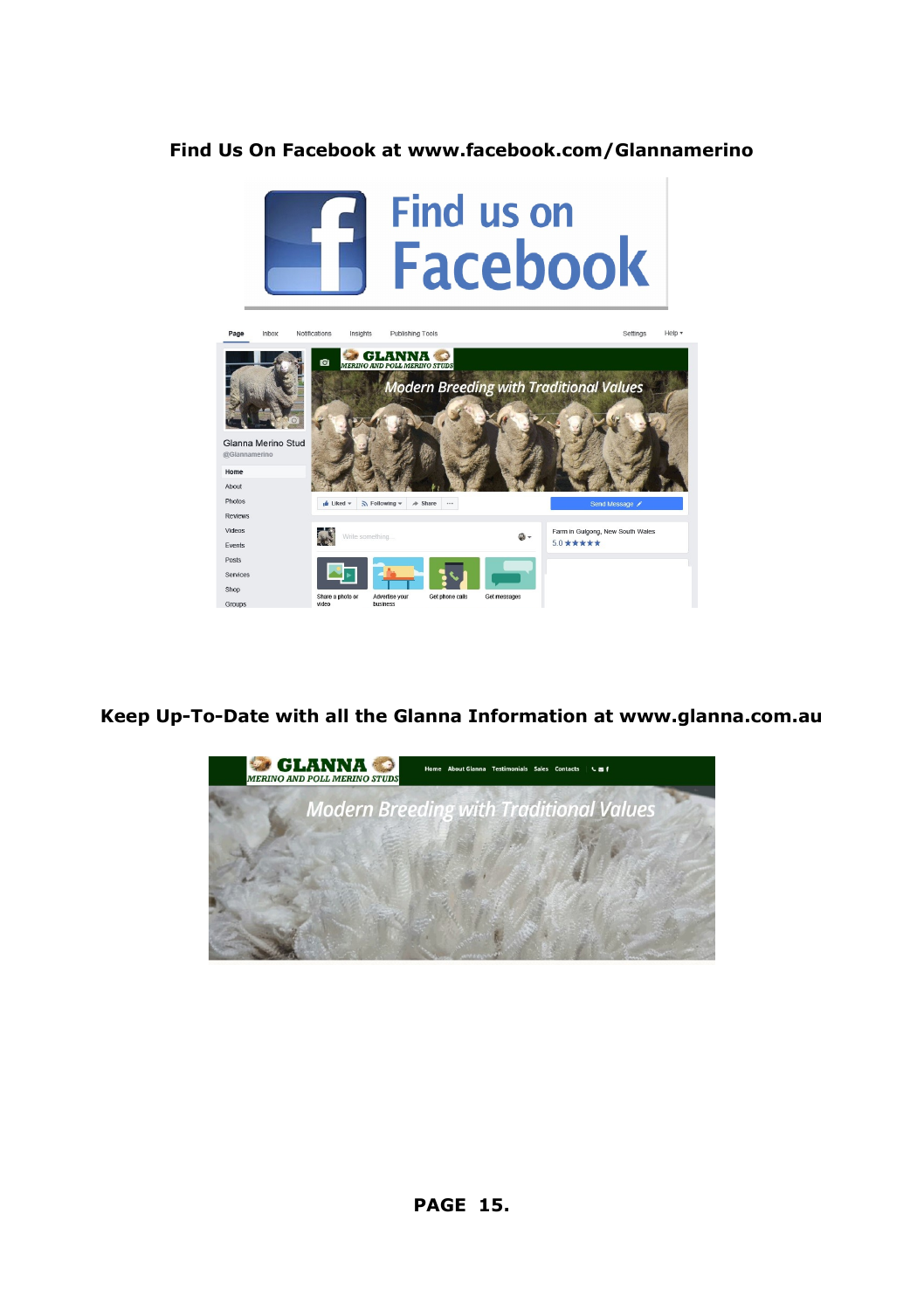**Find Us On Facebook at www.facebook.com/Glannamerino**

**Keep Up-To-Date with all the Glanna Information at www.glanna.com.au**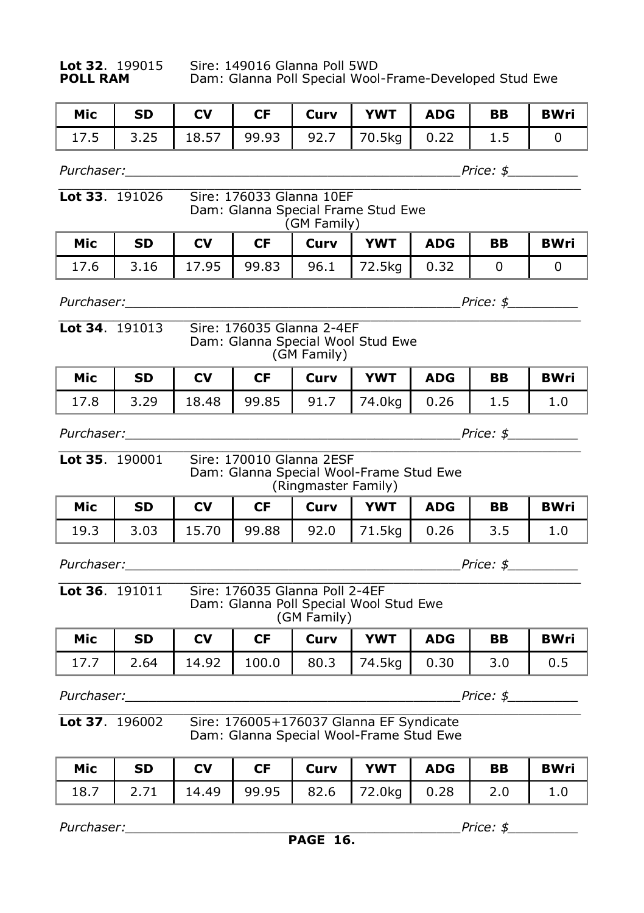**Lot 32**. 199015 Sire: 149016 Glanna Poll 5WD
**POLL RAM** Dam: Glanna Poll Special Wool-Frame-Developed Stud Ewe

| Mic | SD | CV | CF | Curv | YWT | ADG | BB | BWri |
|---|---|---|---|---|---|---|---|---|
| 17.5 | 3.25 | 18.57 | 99.93 | 92.7 | 70.5kg | 0.22 | 1.5 | 0 |

*Purchaser:___________________________________________Price: $_________*

**Lot 33**. 191026 Sire: 176033 Glanna 10EF
Dam: Glanna Special Frame Stud Ewe
(GM Family)

| Mic | SD | CV | CF | Curv | YWT | ADG | BB | BWri |
|---|---|---|---|---|---|---|---|---|
| 17.6 | 3.16 | 17.95 | 99.83 | 96.1 | 72.5kg | 0.32 | 0 | 0 |

*Purchaser:___________________________________________Price: $_________*

**Lot 34**. 191013 Sire: 176035 Glanna 2-4EF
Dam: Glanna Special Wool Stud Ewe
(GM Family)

| Mic | SD | CV | CF | Curv | YWT | ADG | BB | BWri |
|---|---|---|---|---|---|---|---|---|
| 17.8 | 3.29 | 18.48 | 99.85 | 91.7 | 74.0kg | 0.26 | 1.5 | 1.0 |

*Purchaser:___________________________________________Price: $_________*

**Lot 35**. 190001 Sire: 170010 Glanna 2ESF
Dam: Glanna Special Wool-Frame Stud Ewe
(Ringmaster Family)

| Mic | SD | CV | CF | Curv | YWT | ADG | BB | BWri |
|---|---|---|---|---|---|---|---|---|
| 19.3 | 3.03 | 15.70 | 99.88 | 92.0 | 71.5kg | 0.26 | 3.5 | 1.0 |

*Purchaser:___________________________________________Price: $_________*

**Lot 36**. 191011 Sire: 176035 Glanna Poll 2-4EF
Dam: Glanna Poll Special Wool Stud Ewe
(GM Family)

| Mic | SD | CV | CF | Curv | YWT | ADG | BB | BWri |
|---|---|---|---|---|---|---|---|---|
| 17.7 | 2.64 | 14.92 | 100.0 | 80.3 | 74.5kg | 0.30 | 3.0 | 0.5 |

*Purchaser:___________________________________________Price: $_________*

**Lot 37**. 196002 Sire: 176005+176037 Glanna EF Syndicate
Dam: Glanna Special Wool-Frame Stud Ewe

| Mic | SD | CV | CF | Curv | YWT | ADG | BB | BWri |
|---|---|---|---|---|---|---|---|---|
| 18.7 | 2.71 | 14.49 | 99.95 | 82.6 | 72.0kg | 0.28 | 2.0 | 1.0 |

*Purchaser:___________________________________________Price: $_________*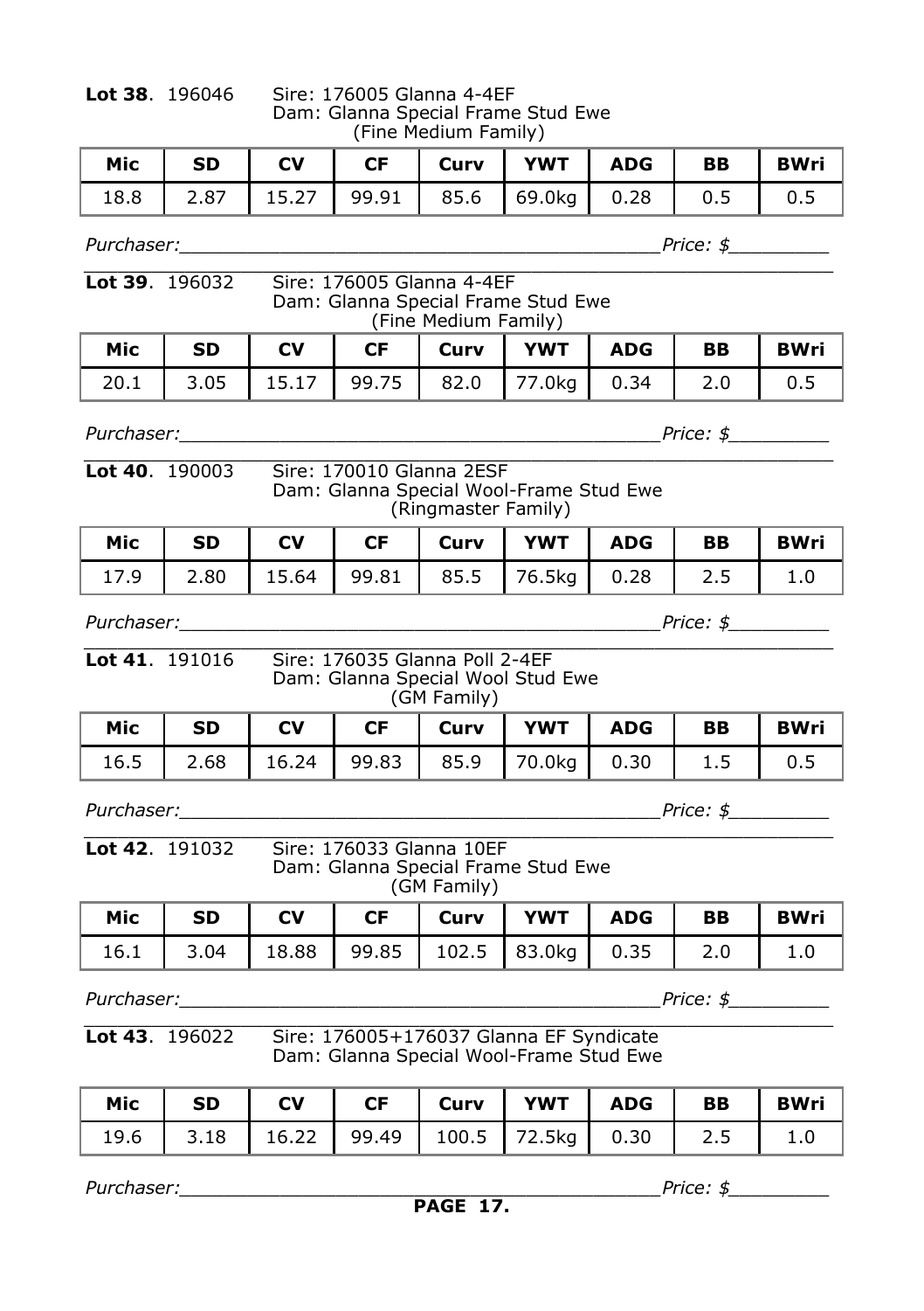**Lot 38**. 196046 Sire: 176005 Glanna 4-4EF
Dam: Glanna Special Frame Stud Ewe
(Fine Medium Family)

| Mic | SD | CV | CF | Curv | YWT | ADG | BB | BWri |
|---|---|---|---|---|---|---|---|---|
| 18.8 | 2.87 | 15.27 | 99.91 | 85.6 | 69.0kg | 0.28 | 0.5 | 0.5 |

*Purchaser:*_____________________________________________*Price: $*_________

**Lot 39**. 196032 Sire: 176005 Glanna 4-4EF
Dam: Glanna Special Frame Stud Ewe
(Fine Medium Family)

| Mic | SD | CV | CF | Curv | YWT | ADG | BB | BWri |
|---|---|---|---|---|---|---|---|---|
| 20.1 | 3.05 | 15.17 | 99.75 | 82.0 | 77.0kg | 0.34 | 2.0 | 0.5 |

*Purchaser:*_____________________________________________*Price: $*_________

**Lot 40**. 190003 Sire: 170010 Glanna 2ESF
Dam: Glanna Special Wool-Frame Stud Ewe
(Ringmaster Family)

| Mic | SD | CV | CF | Curv | YWT | ADG | BB | BWri |
|---|---|---|---|---|---|---|---|---|
| 17.9 | 2.80 | 15.64 | 99.81 | 85.5 | 76.5kg | 0.28 | 2.5 | 1.0 |

*Purchaser:*_____________________________________________*Price: $*_________

**Lot 41**. 191016 Sire: 176035 Glanna Poll 2-4EF
Dam: Glanna Special Wool Stud Ewe
(GM Family)

| Mic | SD | CV | CF | Curv | YWT | ADG | BB | BWri |
|---|---|---|---|---|---|---|---|---|
| 16.5 | 2.68 | 16.24 | 99.83 | 85.9 | 70.0kg | 0.30 | 1.5 | 0.5 |

*Purchaser:*_____________________________________________*Price: $*_________

**Lot 42**. 191032 Sire: 176033 Glanna 10EF
Dam: Glanna Special Frame Stud Ewe
(GM Family)

| Mic | SD | CV | CF | Curv | YWT | ADG | BB | BWri |
|---|---|---|---|---|---|---|---|---|
| 16.1 | 3.04 | 18.88 | 99.85 | 102.5 | 83.0kg | 0.35 | 2.0 | 1.0 |

*Purchaser:*_____________________________________________*Price: $*_________

**Lot 43**. 196022 Sire: 176005+176037 Glanna EF Syndicate
Dam: Glanna Special Wool-Frame Stud Ewe

| Mic | SD | CV | CF | Curv | YWT | ADG | BB | BWri |
|---|---|---|---|---|---|---|---|---|
| 19.6 | 3.18 | 16.22 | 99.49 | 100.5 | 72.5kg | 0.30 | 2.5 | 1.0 |

*Purchaser:*_____________________________________________*Price: $*_________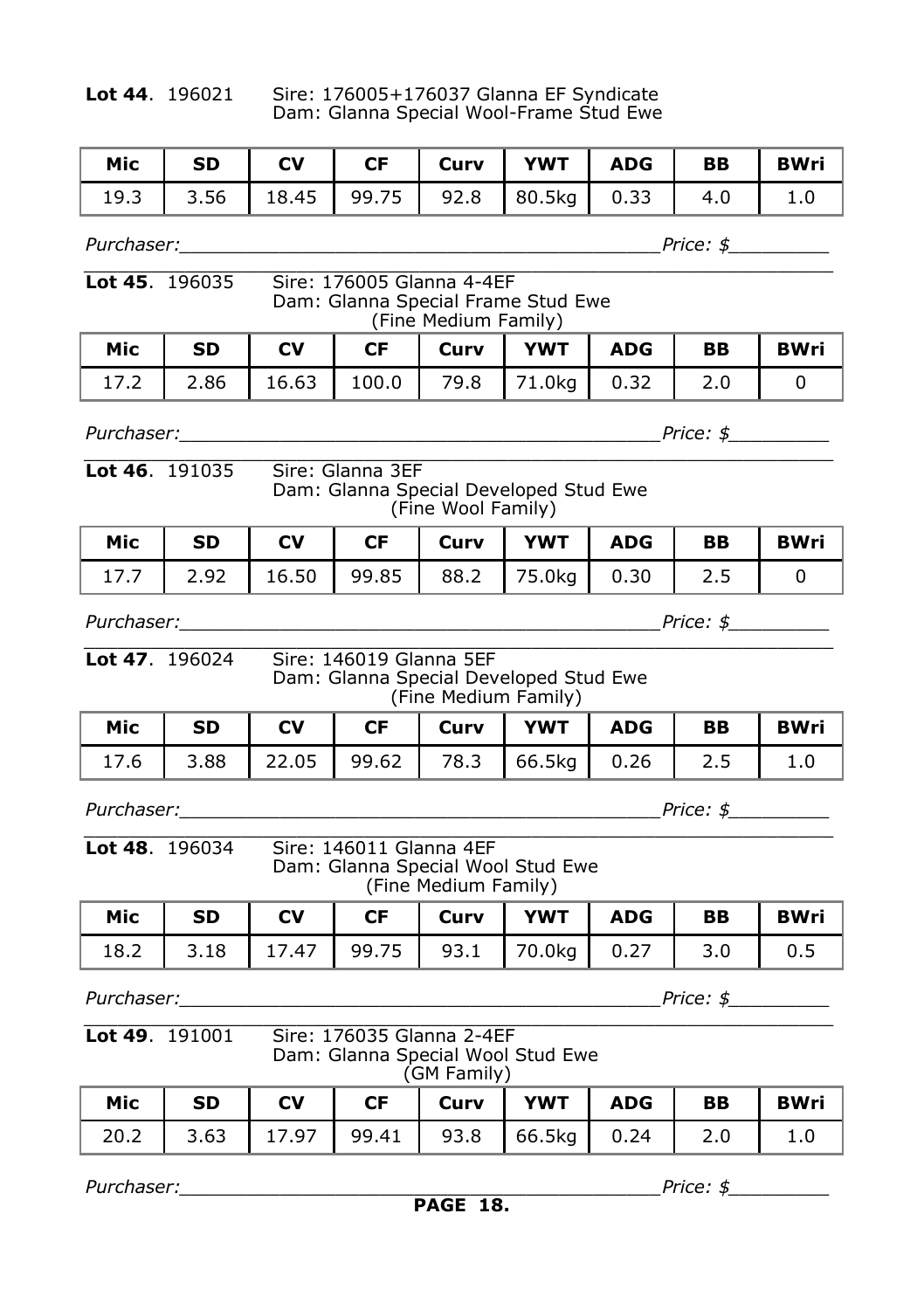**Lot 44**. 196021 Sire: 176005+176037 Glanna EF Syndicate
Dam: Glanna Special Wool-Frame Stud Ewe

| Mic | SD | CV | CF | Curv | YWT | ADG | BB | BWri |
|---|---|---|---|---|---|---|---|---|
| 19.3 | 3.56 | 18.45 | 99.75 | 92.8 | 80.5kg | 0.33 | 4.0 | 1.0 |

*Purchaser:*_____________________________________________*Price: $*_________

**Lot 45**. 196035 Sire: 176005 Glanna 4-4EF
Dam: Glanna Special Frame Stud Ewe
(Fine Medium Family)

| Mic | SD | CV | CF | Curv | YWT | ADG | BB | BWri |
|---|---|---|---|---|---|---|---|---|
| 17.2 | 2.86 | 16.63 | 100.0 | 79.8 | 71.0kg | 0.32 | 2.0 | 0 |

*Purchaser:*_____________________________________________*Price: $*_________

**Lot 46**. 191035 Sire: Glanna 3EF
Dam: Glanna Special Developed Stud Ewe
(Fine Wool Family)

| Mic | SD | CV | CF | Curv | YWT | ADG | BB | BWri |
|---|---|---|---|---|---|---|---|---|
| 17.7 | 2.92 | 16.50 | 99.85 | 88.2 | 75.0kg | 0.30 | 2.5 | 0 |

*Purchaser:*_____________________________________________*Price: $*_________

**Lot 47**. 196024 Sire: 146019 Glanna 5EF
Dam: Glanna Special Developed Stud Ewe
(Fine Medium Family)

| Mic | SD | CV | CF | Curv | YWT | ADG | BB | BWri |
|---|---|---|---|---|---|---|---|---|
| 17.6 | 3.88 | 22.05 | 99.62 | 78.3 | 66.5kg | 0.26 | 2.5 | 1.0 |

*Purchaser:*_____________________________________________*Price: $*_________

**Lot 48**. 196034 Sire: 146011 Glanna 4EF
Dam: Glanna Special Wool Stud Ewe
(Fine Medium Family)

| Mic | SD | CV | CF | Curv | YWT | ADG | BB | BWri |
|---|---|---|---|---|---|---|---|---|
| 18.2 | 3.18 | 17.47 | 99.75 | 93.1 | 70.0kg | 0.27 | 3.0 | 0.5 |

*Purchaser:*_____________________________________________*Price: $*_________

**Lot 49**. 191001 Sire: 176035 Glanna 2-4EF
Dam: Glanna Special Wool Stud Ewe
(GM Family)

| Mic | SD | CV | CF | Curv | YWT | ADG | BB | BWri |
|---|---|---|---|---|---|---|---|---|
| 20.2 | 3.63 | 17.97 | 99.41 | 93.8 | 66.5kg | 0.24 | 2.0 | 1.0 |

*Purchaser:*_____________________________________________*Price: $*_________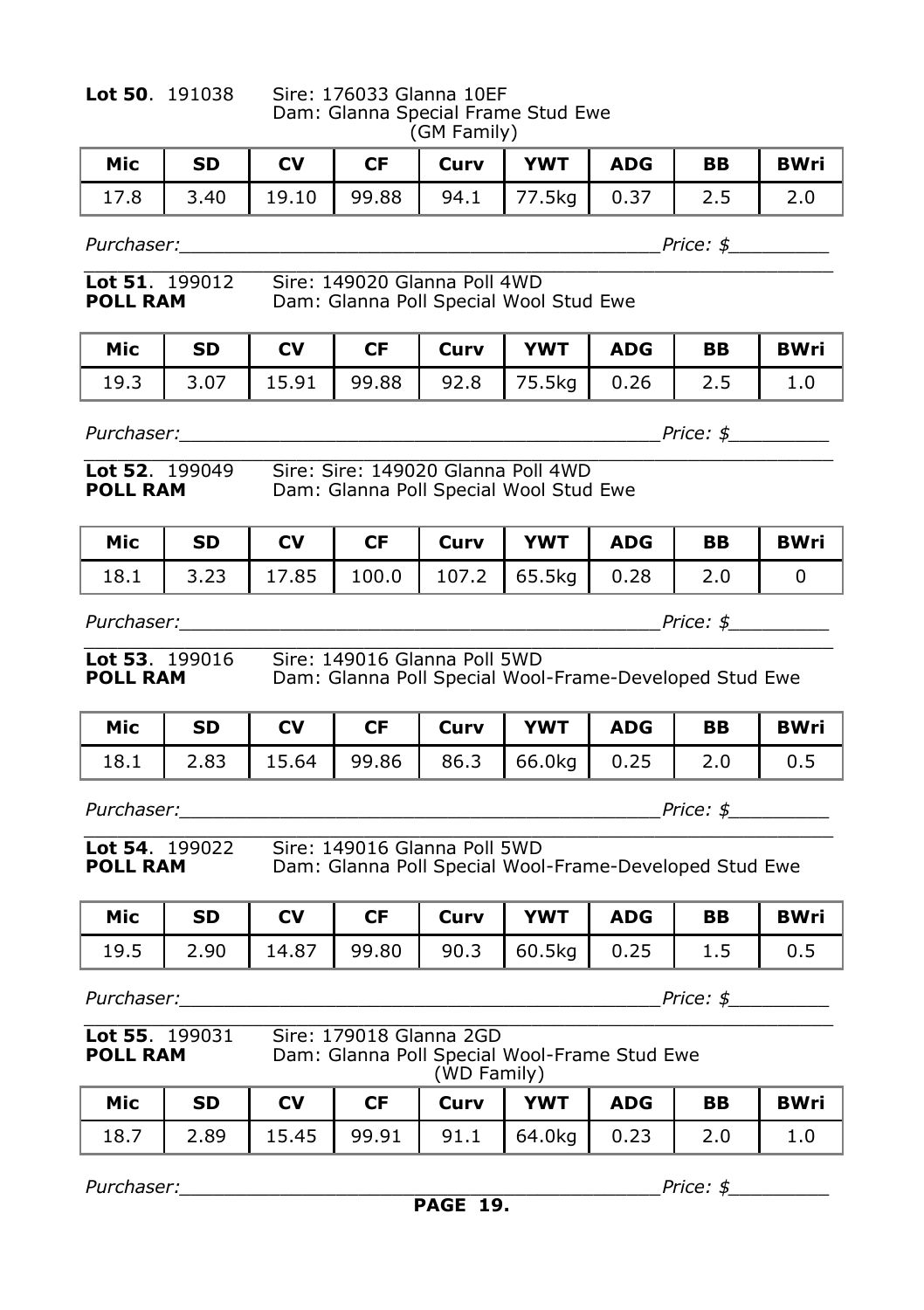**Lot 50**. 191038 Sire: 176033 Glanna 10EF
Dam: Glanna Special Frame Stud Ewe
(GM Family)

| Mic | SD | CV | CF | Curv | YWT | ADG | BB | BWri |
|---|---|---|---|---|---|---|---|---|
| 17.8 | 3.40 | 19.10 | 99.88 | 94.1 | 77.5kg | 0.37 | 2.5 | 2.0 |

*Purchaser:___________________________________________Price: $_________*

**Lot 51**. 199012 Sire: 149020 Glanna Poll 4WD
**POLL RAM** Dam: Glanna Poll Special Wool Stud Ewe

| Mic | SD | CV | CF | Curv | YWT | ADG | BB | BWri |
|---|---|---|---|---|---|---|---|---|
| 19.3 | 3.07 | 15.91 | 99.88 | 92.8 | 75.5kg | 0.26 | 2.5 | 1.0 |

*Purchaser:___________________________________________Price: $_________*

**Lot 52**. 199049 Sire: Sire: 149020 Glanna Poll 4WD
**POLL RAM** Dam: Glanna Poll Special Wool Stud Ewe

| Mic | SD | CV | CF | Curv | YWT | ADG | BB | BWri |
|---|---|---|---|---|---|---|---|---|
| 18.1 | 3.23 | 17.85 | 100.0 | 107.2 | 65.5kg | 0.28 | 2.0 | 0 |

*Purchaser:___________________________________________Price: $_________*

**Lot 53**. 199016 Sire: 149016 Glanna Poll 5WD
**POLL RAM** Dam: Glanna Poll Special Wool-Frame-Developed Stud Ewe

| Mic | SD | CV | CF | Curv | YWT | ADG | BB | BWri |
|---|---|---|---|---|---|---|---|---|
| 18.1 | 2.83 | 15.64 | 99.86 | 86.3 | 66.0kg | 0.25 | 2.0 | 0.5 |

*Purchaser:___________________________________________Price: $_________*

**Lot 54**. 199022 Sire: 149016 Glanna Poll 5WD
**POLL RAM** Dam: Glanna Poll Special Wool-Frame-Developed Stud Ewe

| Mic | SD | CV | CF | Curv | YWT | ADG | BB | BWri |
|---|---|---|---|---|---|---|---|---|
| 19.5 | 2.90 | 14.87 | 99.80 | 90.3 | 60.5kg | 0.25 | 1.5 | 0.5 |

*Purchaser:___________________________________________Price: $_________*

**Lot 55**. 199031 Sire: 179018 Glanna 2GD
**POLL RAM** Dam: Glanna Poll Special Wool-Frame Stud Ewe
(WD Family)

| Mic | SD | CV | CF | Curv | YWT | ADG | BB | BWri |
|---|---|---|---|---|---|---|---|---|
| 18.7 | 2.89 | 15.45 | 99.91 | 91.1 | 64.0kg | 0.23 | 2.0 | 1.0 |

*Purchaser:___________________________________________Price: $_________*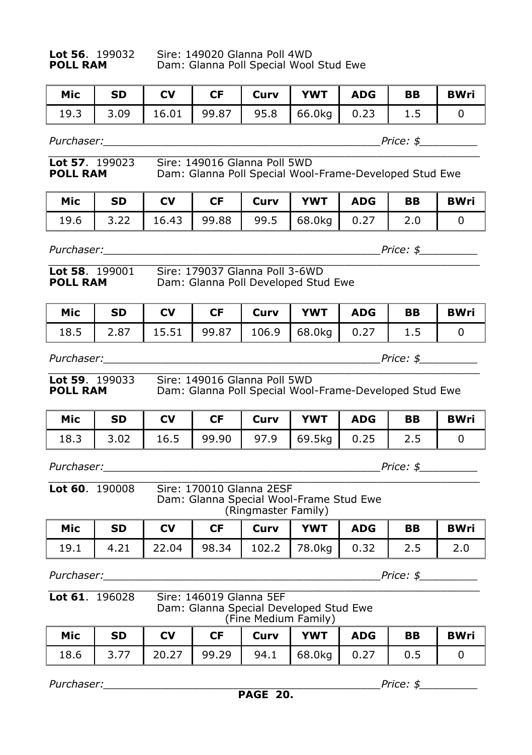**Lot 56**. 199032 Sire: 149020 Glanna Poll 4WD
**POLL RAM** Dam: Glanna Poll Special Wool Stud Ewe

| Mic | SD | CV | CF | Curv | YWT | ADG | BB | BWri |
|---|---|---|---|---|---|---|---|---|
| 19.3 | 3.09 | 16.01 | 99.87 | 95.8 | 66.0kg | 0.23 | 1.5 | 0 |

*Purchaser:*\_\_\_\_\_\_\_\_\_\_\_\_\_\_\_\_\_\_\_\_\_\_\_\_\_\_\_\_\_\_\_\_\_\_\_\_\_\_\_\_*Price: $*\_\_\_\_\_\_\_\_

**Lot 57**. 199023 Sire: 149016 Glanna Poll 5WD
**POLL RAM** Dam: Glanna Poll Special Wool-Frame-Developed Stud Ewe

| Mic | SD | CV | CF | Curv | YWT | ADG | BB | BWri |
|---|---|---|---|---|---|---|---|---|
| 19.6 | 3.22 | 16.43 | 99.88 | 99.5 | 68.0kg | 0.27 | 2.0 | 0 |

*Purchaser:*\_\_\_\_\_\_\_\_\_\_\_\_\_\_\_\_\_\_\_\_\_\_\_\_\_\_\_\_\_\_\_\_\_\_\_\_\_\_\_\_*Price: $*\_\_\_\_\_\_\_\_

**Lot 58**. 199001 Sire: 179037 Glanna Poll 3-6WD
**POLL RAM** Dam: Glanna Poll Developed Stud Ewe

| Mic | SD | CV | CF | Curv | YWT | ADG | BB | BWri |
|---|---|---|---|---|---|---|---|---|
| 18.5 | 2.87 | 15.51 | 99.87 | 106.9 | 68.0kg | 0.27 | 1.5 | 0 |

*Purchaser:*\_\_\_\_\_\_\_\_\_\_\_\_\_\_\_\_\_\_\_\_\_\_\_\_\_\_\_\_\_\_\_\_\_\_\_\_\_\_\_\_*Price: $*\_\_\_\_\_\_\_\_

**Lot 59**. 199033 Sire: 149016 Glanna Poll 5WD
**POLL RAM** Dam: Glanna Poll Special Wool-Frame-Developed Stud Ewe

| Mic | SD | CV | CF | Curv | YWT | ADG | BB | BWri |
|---|---|---|---|---|---|---|---|---|
| 18.3 | 3.02 | 16.5 | 99.90 | 97.9 | 69.5kg | 0.25 | 2.5 | 0 |

*Purchaser:*\_\_\_\_\_\_\_\_\_\_\_\_\_\_\_\_\_\_\_\_\_\_\_\_\_\_\_\_\_\_\_\_\_\_\_\_\_\_\_\_*Price: $*\_\_\_\_\_\_\_\_

**Lot 60**. 190008 Sire: 170010 Glanna 2ESF
Dam: Glanna Special Wool-Frame Stud Ewe
(Ringmaster Family)

| Mic | SD | CV | CF | Curv | YWT | ADG | BB | BWri |
|---|---|---|---|---|---|---|---|---|
| 19.1 | 4.21 | 22.04 | 98.34 | 102.2 | 78.0kg | 0.32 | 2.5 | 2.0 |

*Purchaser:*\_\_\_\_\_\_\_\_\_\_\_\_\_\_\_\_\_\_\_\_\_\_\_\_\_\_\_\_\_\_\_\_\_\_\_\_\_\_\_\_*Price: $*\_\_\_\_\_\_\_\_

**Lot 61**. 196028 Sire: 146019 Glanna 5EF
Dam: Glanna Special Developed Stud Ewe
(Fine Medium Family)

| Mic | SD | CV | CF | Curv | YWT | ADG | BB | BWri |
|---|---|---|---|---|---|---|---|---|
| 18.6 | 3.77 | 20.27 | 99.29 | 94.1 | 68.0kg | 0.27 | 0.5 | 0 |

*Purchaser:*\_\_\_\_\_\_\_\_\_\_\_\_\_\_\_\_\_\_\_\_\_\_\_\_\_\_\_\_\_\_\_\_\_\_\_\_\_\_\_\_*Price: $*\_\_\_\_\_\_\_\_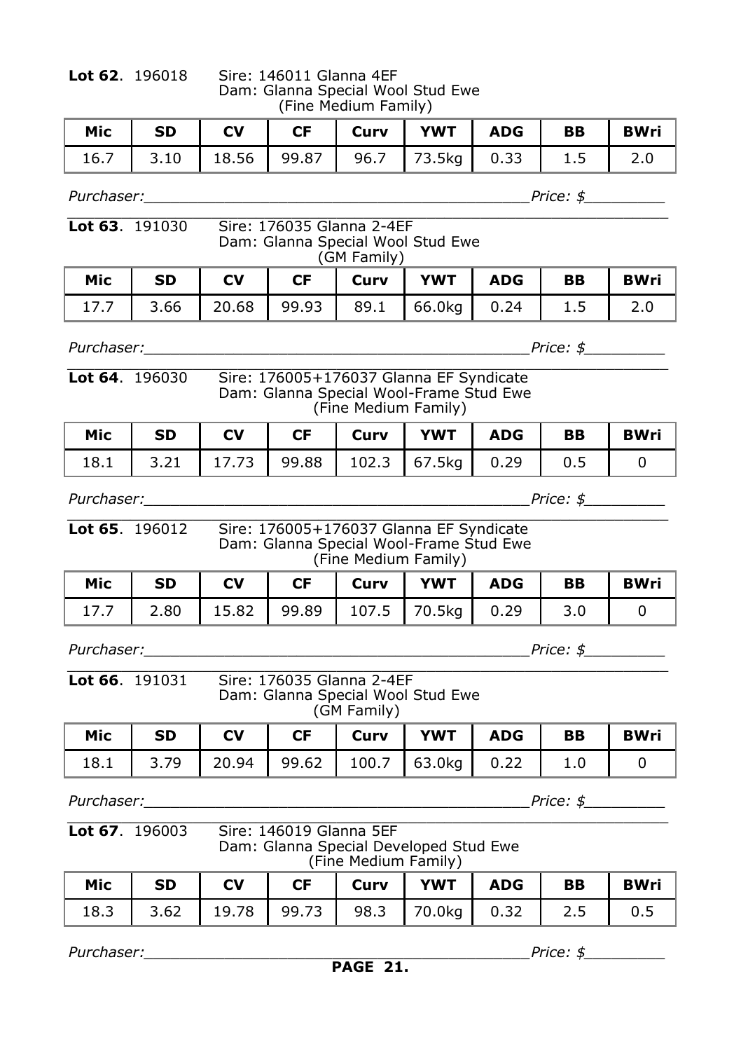**Lot 62**. 196018 Sire: 146011 Glanna 4EF
Dam: Glanna Special Wool Stud Ewe
(Fine Medium Family)

| Mic | SD | CV | CF | Curv | YWT | ADG | BB | BWri |
|---|---|---|---|---|---|---|---|---|
| 16.7 | 3.10 | 18.56 | 99.87 | 96.7 | 73.5kg | 0.33 | 1.5 | 2.0 |

*Purchaser:________________________________________Price: $_________*

**Lot 63**. 191030 Sire: 176035 Glanna 2-4EF
Dam: Glanna Special Wool Stud Ewe
(GM Family)

| Mic | SD | CV | CF | Curv | YWT | ADG | BB | BWri |
|---|---|---|---|---|---|---|---|---|
| 17.7 | 3.66 | 20.68 | 99.93 | 89.1 | 66.0kg | 0.24 | 1.5 | 2.0 |

*Purchaser:________________________________________Price: $_________*

**Lot 64**. 196030 Sire: 176005+176037 Glanna EF Syndicate
Dam: Glanna Special Wool-Frame Stud Ewe
(Fine Medium Family)

| Mic | SD | CV | CF | Curv | YWT | ADG | BB | BWri |
|---|---|---|---|---|---|---|---|---|
| 18.1 | 3.21 | 17.73 | 99.88 | 102.3 | 67.5kg | 0.29 | 0.5 | 0 |

*Purchaser:________________________________________Price: $_________*

**Lot 65**. 196012 Sire: 176005+176037 Glanna EF Syndicate
Dam: Glanna Special Wool-Frame Stud Ewe
(Fine Medium Family)

| Mic | SD | CV | CF | Curv | YWT | ADG | BB | BWri |
|---|---|---|---|---|---|---|---|---|
| 17.7 | 2.80 | 15.82 | 99.89 | 107.5 | 70.5kg | 0.29 | 3.0 | 0 |

*Purchaser:________________________________________Price: $_________*

**Lot 66**. 191031 Sire: 176035 Glanna 2-4EF
Dam: Glanna Special Wool Stud Ewe
(GM Family)

| Mic | SD | CV | CF | Curv | YWT | ADG | BB | BWri |
|---|---|---|---|---|---|---|---|---|
| 18.1 | 3.79 | 20.94 | 99.62 | 100.7 | 63.0kg | 0.22 | 1.0 | 0 |

*Purchaser:________________________________________Price: $_________*

**Lot 67**. 196003 Sire: 146019 Glanna 5EF
Dam: Glanna Special Developed Stud Ewe
(Fine Medium Family)

| Mic | SD | CV | CF | Curv | YWT | ADG | BB | BWri |
|---|---|---|---|---|---|---|---|---|
| 18.3 | 3.62 | 19.78 | 99.73 | 98.3 | 70.0kg | 0.32 | 2.5 | 0.5 |

*Purchaser:________________________________________Price: $_________*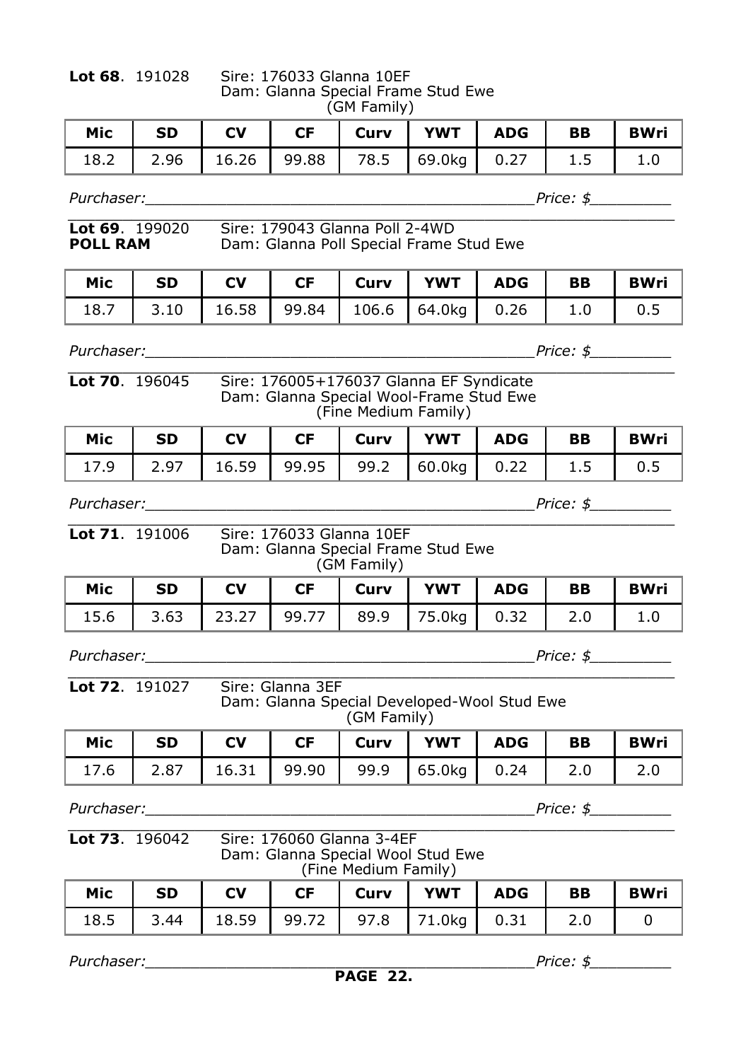**Lot 68**. 191028 Sire: 176033 Glanna 10EF
Dam: Glanna Special Frame Stud Ewe
(GM Family)

| Mic | SD | CV | CF | Curv | YWT | ADG | BB | BWri |
|---|---|---|---|---|---|---|---|---|
| 18.2 | 2.96 | 16.26 | 99.88 | 78.5 | 69.0kg | 0.27 | 1.5 | 1.0 |

*Purchaser:_____________________________________________Price: $_________*

**Lot 69**. 199020 Sire: 179043 Glanna Poll 2-4WD
**POLL RAM** Dam: Glanna Poll Special Frame Stud Ewe

| Mic | SD | CV | CF | Curv | YWT | ADG | BB | BWri |
|---|---|---|---|---|---|---|---|---|
| 18.7 | 3.10 | 16.58 | 99.84 | 106.6 | 64.0kg | 0.26 | 1.0 | 0.5 |

*Purchaser:_____________________________________________Price: $_________*

**Lot 70**. 196045 Sire: 176005+176037 Glanna EF Syndicate
Dam: Glanna Special Wool-Frame Stud Ewe
(Fine Medium Family)

| Mic | SD | CV | CF | Curv | YWT | ADG | BB | BWri |
|---|---|---|---|---|---|---|---|---|
| 17.9 | 2.97 | 16.59 | 99.95 | 99.2 | 60.0kg | 0.22 | 1.5 | 0.5 |

*Purchaser:_____________________________________________Price: $_________*

**Lot 71**. 191006 Sire: 176033 Glanna 10EF
Dam: Glanna Special Frame Stud Ewe
(GM Family)

| Mic | SD | CV | CF | Curv | YWT | ADG | BB | BWri |
|---|---|---|---|---|---|---|---|---|
| 15.6 | 3.63 | 23.27 | 99.77 | 89.9 | 75.0kg | 0.32 | 2.0 | 1.0 |

*Purchaser:_____________________________________________Price: $_________*

**Lot 72**. 191027 Sire: Glanna 3EF
Dam: Glanna Special Developed-Wool Stud Ewe
(GM Family)

| Mic | SD | CV | CF | Curv | YWT | ADG | BB | BWri |
|---|---|---|---|---|---|---|---|---|
| 17.6 | 2.87 | 16.31 | 99.90 | 99.9 | 65.0kg | 0.24 | 2.0 | 2.0 |

*Purchaser:_____________________________________________Price: $_________*

**Lot 73**. 196042 Sire: 176060 Glanna 3-4EF
Dam: Glanna Special Wool Stud Ewe
(Fine Medium Family)

| Mic | SD | CV | CF | Curv | YWT | ADG | BB | BWri |
|---|---|---|---|---|---|---|---|---|
| 18.5 | 3.44 | 18.59 | 99.72 | 97.8 | 71.0kg | 0.31 | 2.0 | 0 |

*Purchaser:_____________________________________________Price: $_________*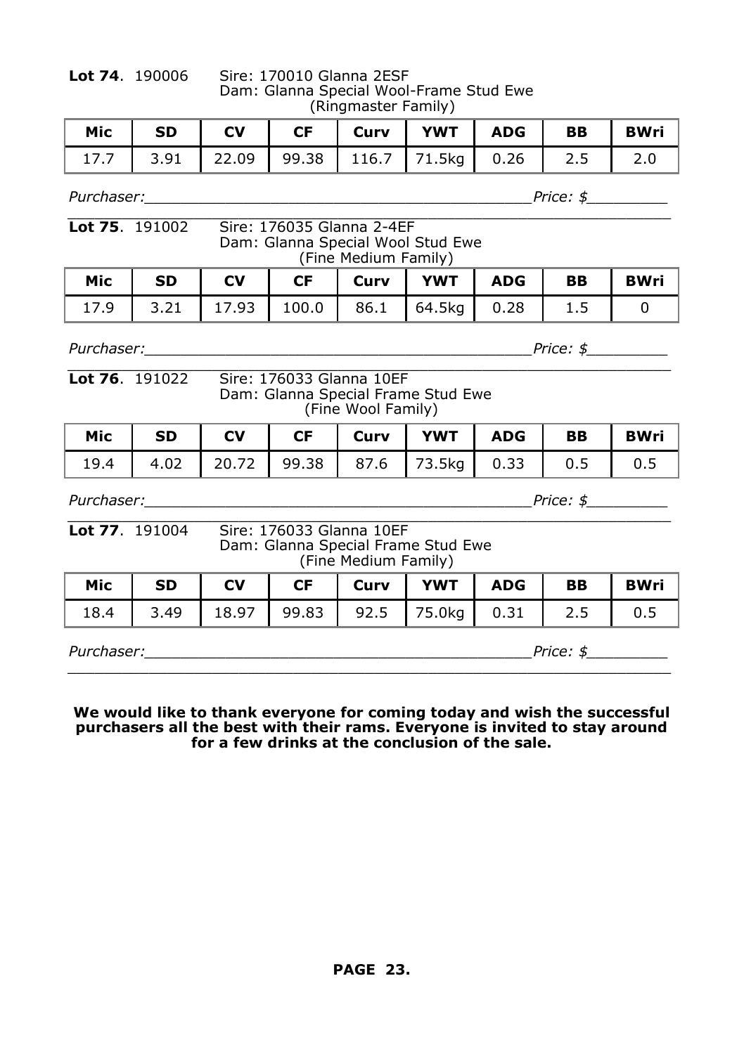**Lot 74**. 190006 Sire: 170010 Glanna 2ESF
Dam: Glanna Special Wool-Frame Stud Ewe
(Ringmaster Family)

| Mic | SD | CV | CF | Curv | YWT | ADG | BB | BWri |
|---|---|---|---|---|---|---|---|---|
| 17.7 | 3.91 | 22.09 | 99.38 | 116.7 | 71.5kg | 0.26 | 2.5 | 2.0 |

*Purchaser:___________________________________________Price: $_________*

**Lot 75**. 191002 Sire: 176035 Glanna 2-4EF
Dam: Glanna Special Wool Stud Ewe
(Fine Medium Family)

| Mic | SD | CV | CF | Curv | YWT | ADG | BB | BWri |
|---|---|---|---|---|---|---|---|---|
| 17.9 | 3.21 | 17.93 | 100.0 | 86.1 | 64.5kg | 0.28 | 1.5 | 0 |

*Purchaser:___________________________________________Price: $_________*

**Lot 76**. 191022 Sire: 176033 Glanna 10EF
Dam: Glanna Special Frame Stud Ewe
(Fine Wool Family)

| Mic | SD | CV | CF | Curv | YWT | ADG | BB | BWri |
|---|---|---|---|---|---|---|---|---|
| 19.4 | 4.02 | 20.72 | 99.38 | 87.6 | 73.5kg | 0.33 | 0.5 | 0.5 |

*Purchaser:___________________________________________Price: $_________*

**Lot 77**. 191004 Sire: 176033 Glanna 10EF
Dam: Glanna Special Frame Stud Ewe
(Fine Medium Family)

| Mic | SD | CV | CF | Curv | YWT | ADG | BB | BWri |
|---|---|---|---|---|---|---|---|---|
| 18.4 | 3.49 | 18.97 | 99.83 | 92.5 | 75.0kg | 0.31 | 2.5 | 0.5 |

*Purchaser:___________________________________________Price: $_________*

**We would like to thank everyone for coming today and wish the successful purchasers all the best with their rams. Everyone is invited to stay around for a few drinks at the conclusion of the sale.**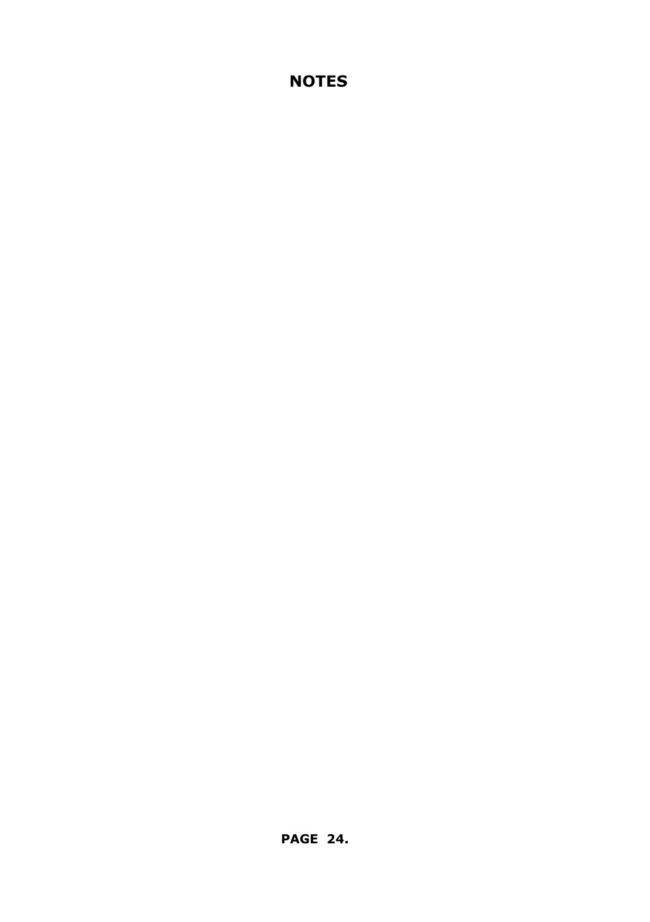# NOTES